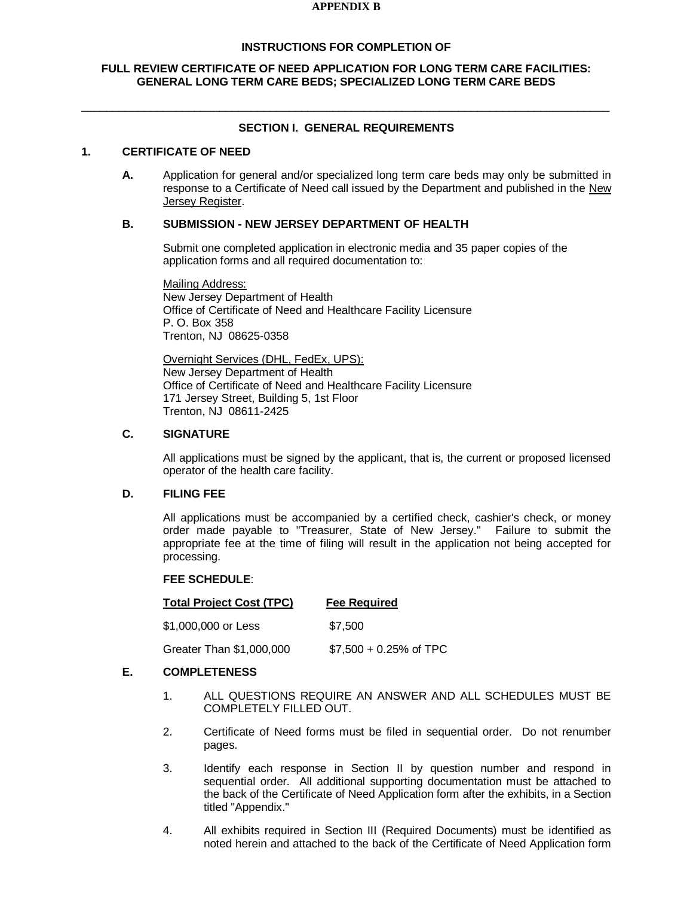**APPENDIX B**

## INSTRUCTIONS FOR COMPLETION OF

## FULL REVIEW CERTIFICATE OF NEED APPLICATION FOR LONG TERM CARE FACILITIES: GENERAL LONG TERM CARE BEDS; SPECIALIZED LONG TERM CARE BEDS

---

## SECTION I. GENERAL REQUIREMENTS

### 1. CERTIFICATE OF NEED

**A.** Application for general and/or specialized long term care beds may only be submitted in response to a Certificate of Need call issued by the Department and published in the New Jersey Register.

**B. SUBMISSION - NEW JERSEY DEPARTMENT OF HEALTH**

Submit one completed application in electronic media and 35 paper copies of the application forms and all required documentation to:

Mailing Address:
New Jersey Department of Health
Office of Certificate of Need and Healthcare Facility Licensure
P. O. Box 358
Trenton, NJ 08625-0358

Overnight Services (DHL, FedEx, UPS):
New Jersey Department of Health
Office of Certificate of Need and Healthcare Facility Licensure
171 Jersey Street, Building 5, 1st Floor
Trenton, NJ 08611-2425

**C. SIGNATURE**

All applications must be signed by the applicant, that is, the current or proposed licensed operator of the health care facility.

**D. FILING FEE**

All applications must be accompanied by a certified check, cashier's check, or money order made payable to "Treasurer, State of New Jersey." Failure to submit the appropriate fee at the time of filing will result in the application not being accepted for processing.

**FEE SCHEDULE**:

| Total Project Cost (TPC) | Fee Required |
|---|---|
| $1,000,000 or Less | $7,500 |
| Greater Than $1,000,000 | $7,500 + 0.25% of TPC |

**E. COMPLETENESS**

1. ALL QUESTIONS REQUIRE AN ANSWER AND ALL SCHEDULES MUST BE COMPLETELY FILLED OUT.
2. Certificate of Need forms must be filed in sequential order. Do not renumber pages.
3. Identify each response in Section II by question number and respond in sequential order. All additional supporting documentation must be attached to the back of the Certificate of Need Application form after the exhibits, in a Section titled "Appendix."
4. All exhibits required in Section III (Required Documents) must be identified as noted herein and attached to the back of the Certificate of Need Application form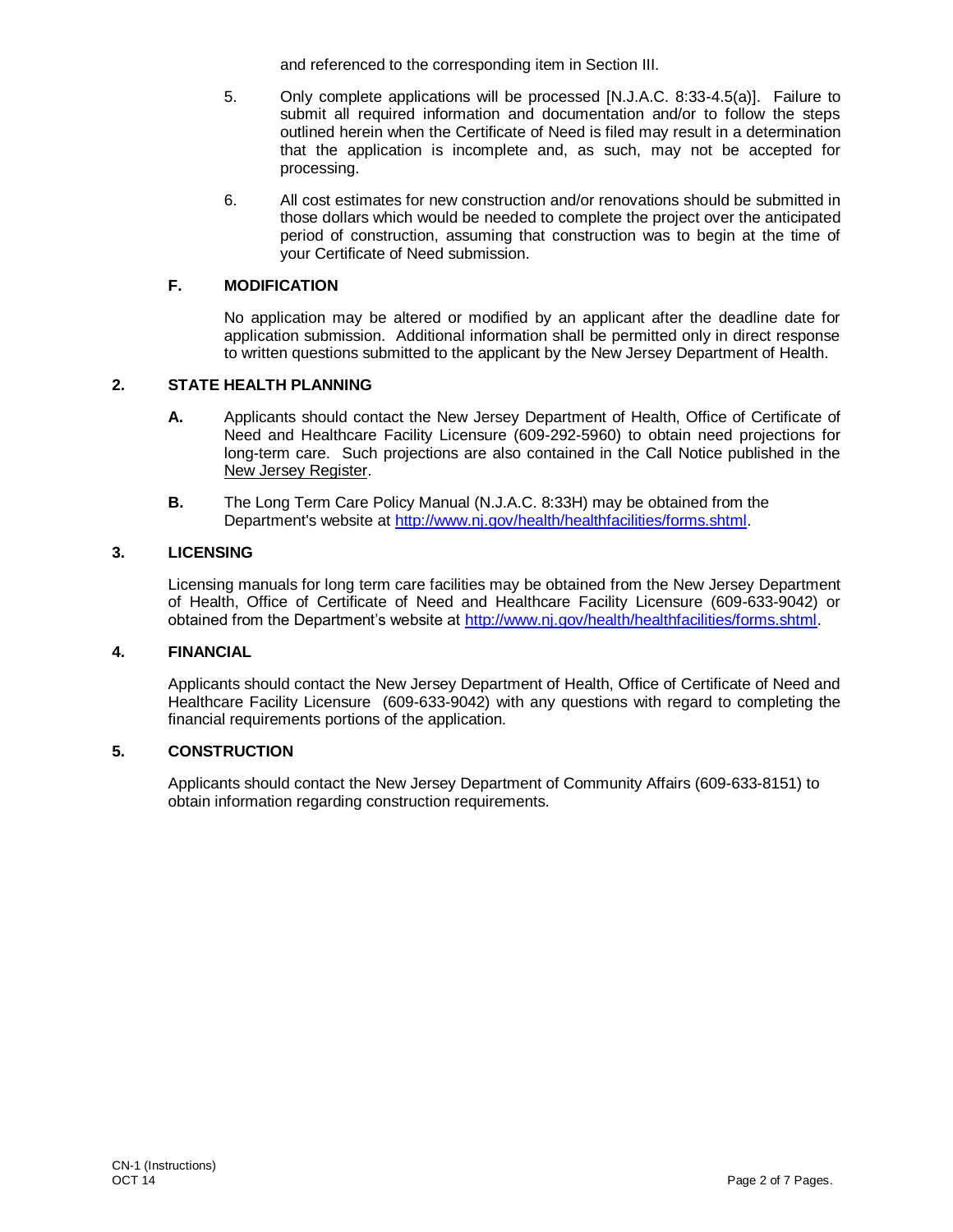and referenced to the corresponding item in Section III.

5. Only complete applications will be processed [N.J.A.C. 8:33-4.5(a)]. Failure to submit all required information and documentation and/or to follow the steps outlined herein when the Certificate of Need is filed may result in a determination that the application is incomplete and, as such, may not be accepted for processing.

6. All cost estimates for new construction and/or renovations should be submitted in those dollars which would be needed to complete the project over the anticipated period of construction, assuming that construction was to begin at the time of your Certificate of Need submission.

### F. MODIFICATION

No application may be altered or modified by an applicant after the deadline date for application submission. Additional information shall be permitted only in direct response to written questions submitted to the applicant by the New Jersey Department of Health.

## 2. STATE HEALTH PLANNING

**A.** Applicants should contact the New Jersey Department of Health, Office of Certificate of Need and Healthcare Facility Licensure (609-292-5960) to obtain need projections for long-term care. Such projections are also contained in the Call Notice published in the New Jersey Register.

**B.** The Long Term Care Policy Manual (N.J.A.C. 8:33H) may be obtained from the Department's website at http://www.nj.gov/health/healthfacilities/forms.shtml.

## 3. LICENSING

Licensing manuals for long term care facilities may be obtained from the New Jersey Department of Health, Office of Certificate of Need and Healthcare Facility Licensure (609-633-9042) or obtained from the Department's website at http://www.nj.gov/health/healthfacilities/forms.shtml.

## 4. FINANCIAL

Applicants should contact the New Jersey Department of Health, Office of Certificate of Need and Healthcare Facility Licensure (609-633-9042) with any questions with regard to completing the financial requirements portions of the application.

## 5. CONSTRUCTION

Applicants should contact the New Jersey Department of Community Affairs (609-633-8151) to obtain information regarding construction requirements.

CN-1 (Instructions)
OCT 14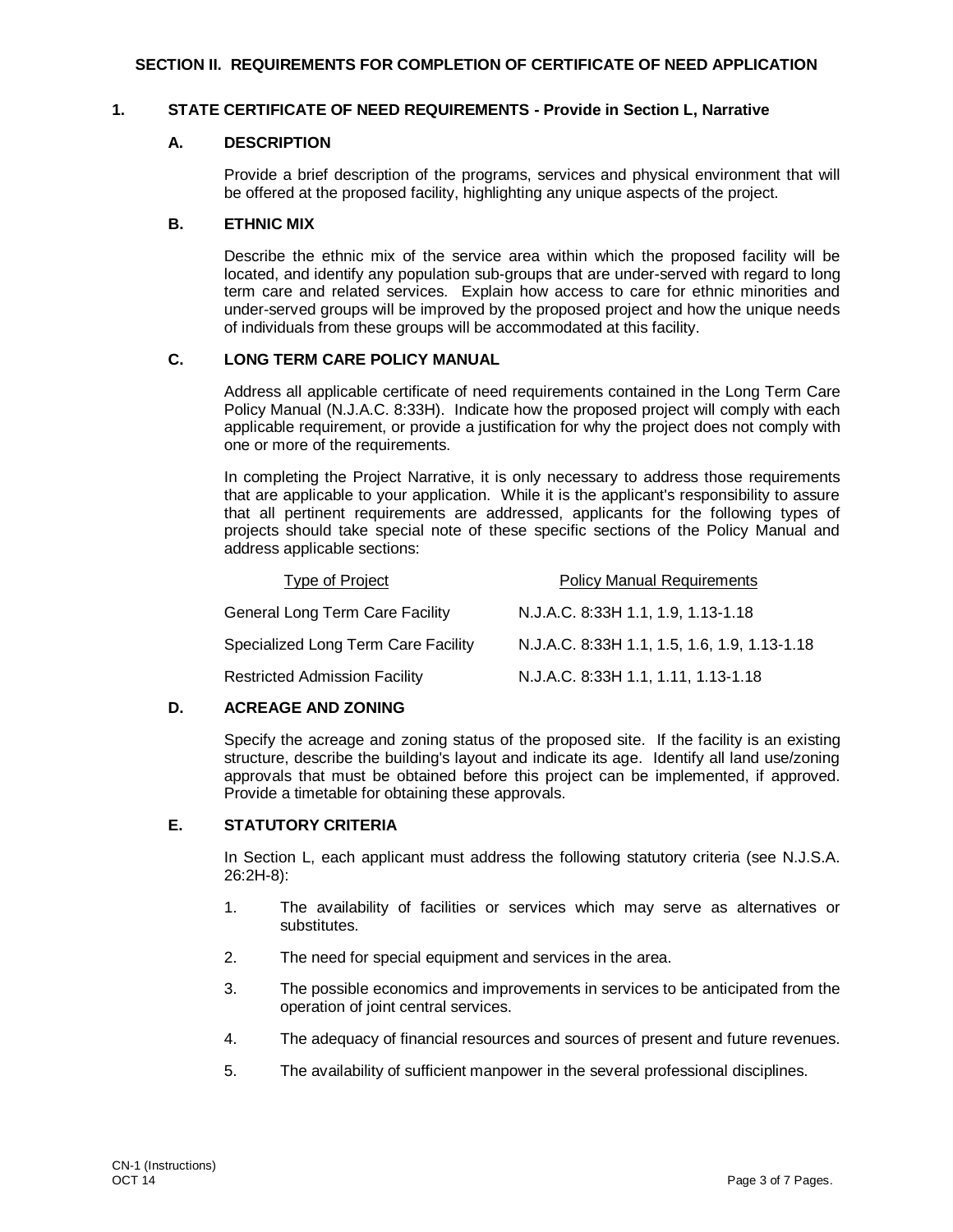## SECTION II. REQUIREMENTS FOR COMPLETION OF CERTIFICATE OF NEED APPLICATION

### 1. STATE CERTIFICATE OF NEED REQUIREMENTS - Provide in Section L, Narrative

#### A. DESCRIPTION

Provide a brief description of the programs, services and physical environment that will be offered at the proposed facility, highlighting any unique aspects of the project.

#### B. ETHNIC MIX

Describe the ethnic mix of the service area within which the proposed facility will be located, and identify any population sub-groups that are under-served with regard to long term care and related services. Explain how access to care for ethnic minorities and under-served groups will be improved by the proposed project and how the unique needs of individuals from these groups will be accommodated at this facility.

#### C. LONG TERM CARE POLICY MANUAL

Address all applicable certificate of need requirements contained in the Long Term Care Policy Manual (N.J.A.C. 8:33H). Indicate how the proposed project will comply with each applicable requirement, or provide a justification for why the project does not comply with one or more of the requirements.

In completing the Project Narrative, it is only necessary to address those requirements that are applicable to your application. While it is the applicant's responsibility to assure that all pertinent requirements are addressed, applicants for the following types of projects should take special note of these specific sections of the Policy Manual and address applicable sections:

| Type of Project | Policy Manual Requirements |
|---|---|
| General Long Term Care Facility | N.J.A.C. 8:33H 1.1, 1.9, 1.13-1.18 |
| Specialized Long Term Care Facility | N.J.A.C. 8:33H 1.1, 1.5, 1.6, 1.9, 1.13-1.18 |
| Restricted Admission Facility | N.J.A.C. 8:33H 1.1, 1.11, 1.13-1.18 |

#### D. ACREAGE AND ZONING

Specify the acreage and zoning status of the proposed site. If the facility is an existing structure, describe the building's layout and indicate its age. Identify all land use/zoning approvals that must be obtained before this project can be implemented, if approved. Provide a timetable for obtaining these approvals.

#### E. STATUTORY CRITERIA

In Section L, each applicant must address the following statutory criteria (see N.J.S.A. 26:2H-8):

1. The availability of facilities or services which may serve as alternatives or substitutes.
2. The need for special equipment and services in the area.
3. The possible economics and improvements in services to be anticipated from the operation of joint central services.
4. The adequacy of financial resources and sources of present and future revenues.
5. The availability of sufficient manpower in the several professional disciplines.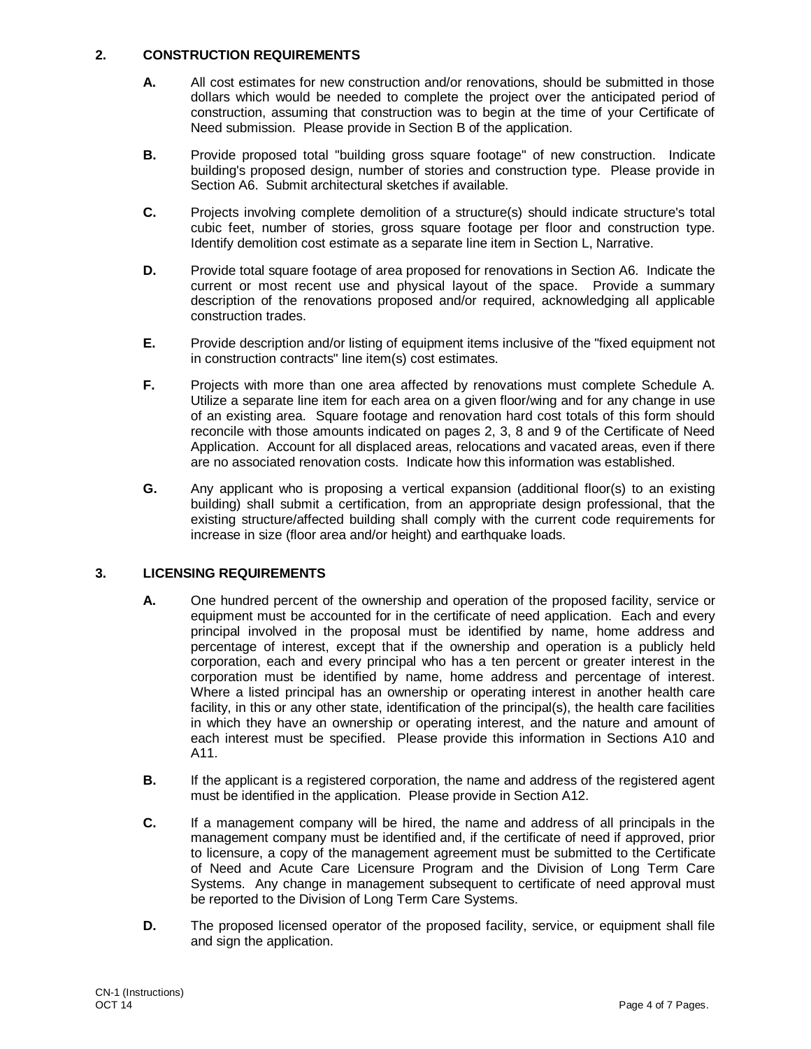## 2. CONSTRUCTION REQUIREMENTS

**A.** All cost estimates for new construction and/or renovations, should be submitted in those dollars which would be needed to complete the project over the anticipated period of construction, assuming that construction was to begin at the time of your Certificate of Need submission. Please provide in Section B of the application.

**B.** Provide proposed total "building gross square footage" of new construction. Indicate building's proposed design, number of stories and construction type. Please provide in Section A6. Submit architectural sketches if available.

**C.** Projects involving complete demolition of a structure(s) should indicate structure's total cubic feet, number of stories, gross square footage per floor and construction type. Identify demolition cost estimate as a separate line item in Section L, Narrative.

**D.** Provide total square footage of area proposed for renovations in Section A6. Indicate the current or most recent use and physical layout of the space. Provide a summary description of the renovations proposed and/or required, acknowledging all applicable construction trades.

**E.** Provide description and/or listing of equipment items inclusive of the "fixed equipment not in construction contracts" line item(s) cost estimates.

**F.** Projects with more than one area affected by renovations must complete Schedule A. Utilize a separate line item for each area on a given floor/wing and for any change in use of an existing area. Square footage and renovation hard cost totals of this form should reconcile with those amounts indicated on pages 2, 3, 8 and 9 of the Certificate of Need Application. Account for all displaced areas, relocations and vacated areas, even if there are no associated renovation costs. Indicate how this information was established.

**G.** Any applicant who is proposing a vertical expansion (additional floor(s) to an existing building) shall submit a certification, from an appropriate design professional, that the existing structure/affected building shall comply with the current code requirements for increase in size (floor area and/or height) and earthquake loads.

## 3. LICENSING REQUIREMENTS

**A.** One hundred percent of the ownership and operation of the proposed facility, service or equipment must be accounted for in the certificate of need application. Each and every principal involved in the proposal must be identified by name, home address and percentage of interest, except that if the ownership and operation is a publicly held corporation, each and every principal who has a ten percent or greater interest in the corporation must be identified by name, home address and percentage of interest. Where a listed principal has an ownership or operating interest in another health care facility, in this or any other state, identification of the principal(s), the health care facilities in which they have an ownership or operating interest, and the nature and amount of each interest must be specified. Please provide this information in Sections A10 and A11.

**B.** If the applicant is a registered corporation, the name and address of the registered agent must be identified in the application. Please provide in Section A12.

**C.** If a management company will be hired, the name and address of all principals in the management company must be identified and, if the certificate of need if approved, prior to licensure, a copy of the management agreement must be submitted to the Certificate of Need and Acute Care Licensure Program and the Division of Long Term Care Systems. Any change in management subsequent to certificate of need approval must be reported to the Division of Long Term Care Systems.

**D.** The proposed licensed operator of the proposed facility, service, or equipment shall file and sign the application.

CN-1 (Instructions)
OCT 14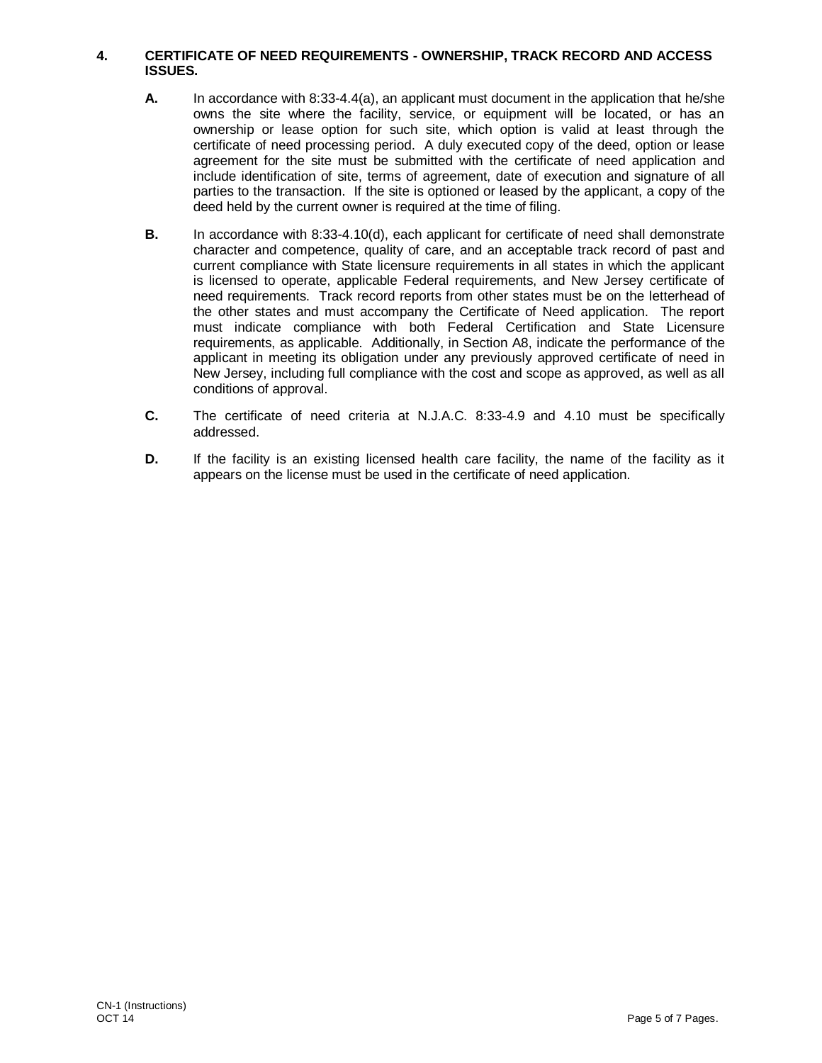## 4. CERTIFICATE OF NEED REQUIREMENTS - OWNERSHIP, TRACK RECORD AND ACCESS ISSUES.

**A.** In accordance with 8:33-4.4(a), an applicant must document in the application that he/she owns the site where the facility, service, or equipment will be located, or has an ownership or lease option for such site, which option is valid at least through the certificate of need processing period. A duly executed copy of the deed, option or lease agreement for the site must be submitted with the certificate of need application and include identification of site, terms of agreement, date of execution and signature of all parties to the transaction. If the site is optioned or leased by the applicant, a copy of the deed held by the current owner is required at the time of filing.

**B.** In accordance with 8:33-4.10(d), each applicant for certificate of need shall demonstrate character and competence, quality of care, and an acceptable track record of past and current compliance with State licensure requirements in all states in which the applicant is licensed to operate, applicable Federal requirements, and New Jersey certificate of need requirements. Track record reports from other states must be on the letterhead of the other states and must accompany the Certificate of Need application. The report must indicate compliance with both Federal Certification and State Licensure requirements, as applicable. Additionally, in Section A8, indicate the performance of the applicant in meeting its obligation under any previously approved certificate of need in New Jersey, including full compliance with the cost and scope as approved, as well as all conditions of approval.

**C.** The certificate of need criteria at N.J.A.C. 8:33-4.9 and 4.10 must be specifically addressed.

**D.** If the facility is an existing licensed health care facility, the name of the facility as it appears on the license must be used in the certificate of need application.

CN-1 (Instructions)
OCT 14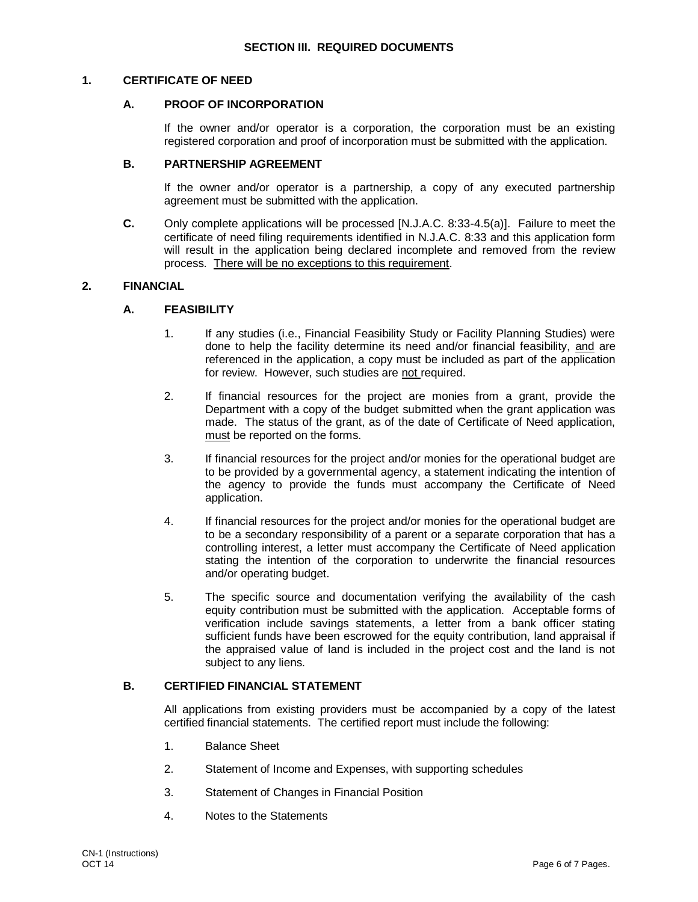## SECTION III. REQUIRED DOCUMENTS

### 1. CERTIFICATE OF NEED

#### A. PROOF OF INCORPORATION

If the owner and/or operator is a corporation, the corporation must be an existing registered corporation and proof of incorporation must be submitted with the application.

#### B. PARTNERSHIP AGREEMENT

If the owner and/or operator is a partnership, a copy of any executed partnership agreement must be submitted with the application.

**C.** Only complete applications will be processed [N.J.A.C. 8:33-4.5(a)]. Failure to meet the certificate of need filing requirements identified in N.J.A.C. 8:33 and this application form will result in the application being declared incomplete and removed from the review process. <u>There will be no exceptions to this requirement</u>.

### 2. FINANCIAL

#### A. FEASIBILITY

1. If any studies (i.e., Financial Feasibility Study or Facility Planning Studies) were done to help the facility determine its need and/or financial feasibility, <u>and</u> are referenced in the application, a copy must be included as part of the application for review. However, such studies are <u>not</u> required.

2. If financial resources for the project are monies from a grant, provide the Department with a copy of the budget submitted when the grant application was made. The status of the grant, as of the date of Certificate of Need application, <u>must</u> be reported on the forms.

3. If financial resources for the project and/or monies for the operational budget are to be provided by a governmental agency, a statement indicating the intention of the agency to provide the funds must accompany the Certificate of Need application.

4. If financial resources for the project and/or monies for the operational budget are to be a secondary responsibility of a parent or a separate corporation that has a controlling interest, a letter must accompany the Certificate of Need application stating the intention of the corporation to underwrite the financial resources and/or operating budget.

5. The specific source and documentation verifying the availability of the cash equity contribution must be submitted with the application. Acceptable forms of verification include savings statements, a letter from a bank officer stating sufficient funds have been escrowed for the equity contribution, land appraisal if the appraised value of land is included in the project cost and the land is not subject to any liens.

#### B. CERTIFIED FINANCIAL STATEMENT

All applications from existing providers must be accompanied by a copy of the latest certified financial statements. The certified report must include the following:

1. Balance Sheet
2. Statement of Income and Expenses, with supporting schedules
3. Statement of Changes in Financial Position
4. Notes to the Statements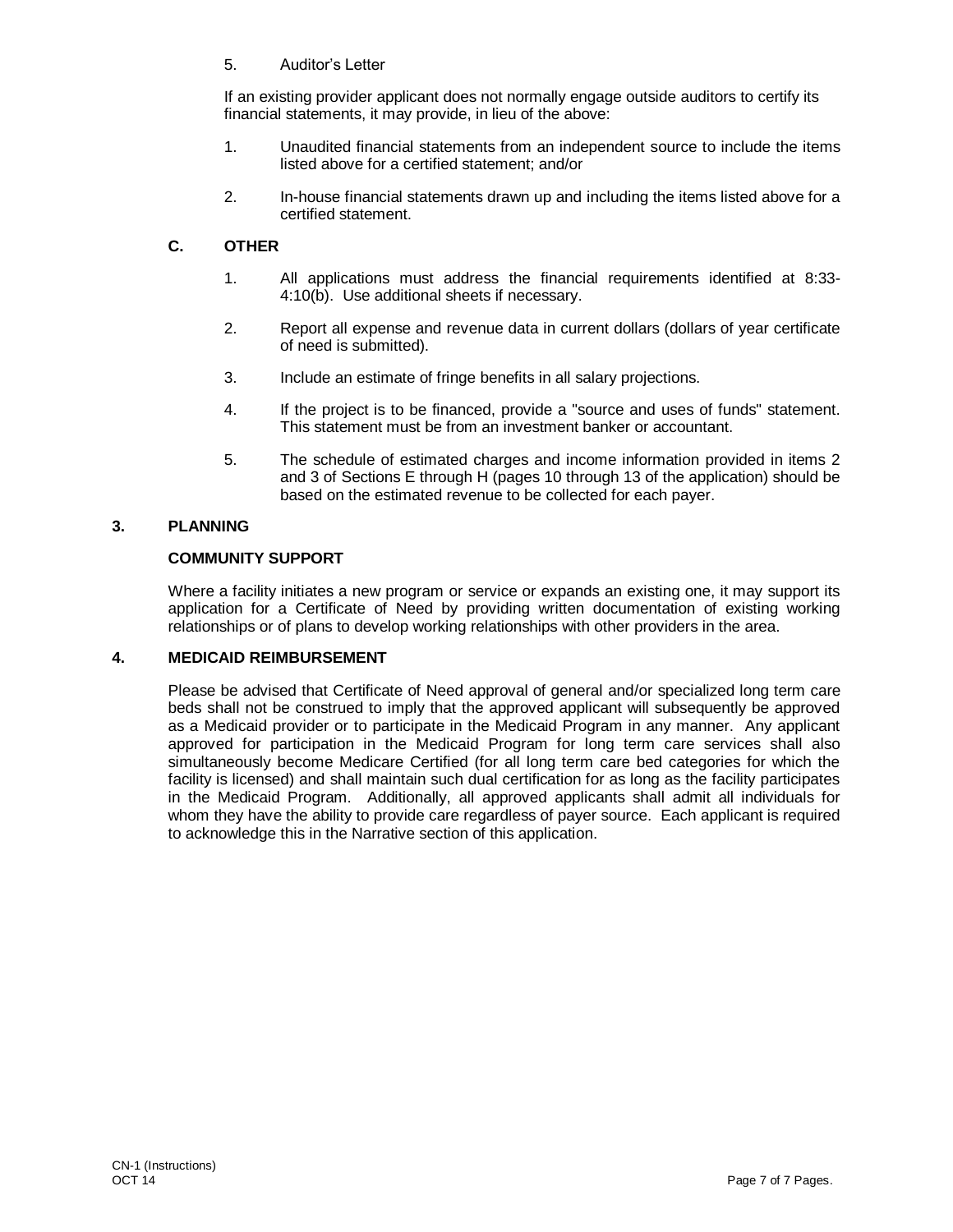5. Auditor's Letter

If an existing provider applicant does not normally engage outside auditors to certify its financial statements, it may provide, in lieu of the above:

1. Unaudited financial statements from an independent source to include the items listed above for a certified statement; and/or

2. In-house financial statements drawn up and including the items listed above for a certified statement.

### C. OTHER

1. All applications must address the financial requirements identified at 8:33-4:10(b). Use additional sheets if necessary.

2. Report all expense and revenue data in current dollars (dollars of year certificate of need is submitted).

3. Include an estimate of fringe benefits in all salary projections.

4. If the project is to be financed, provide a "source and uses of funds" statement. This statement must be from an investment banker or accountant.

5. The schedule of estimated charges and income information provided in items 2 and 3 of Sections E through H (pages 10 through 13 of the application) should be based on the estimated revenue to be collected for each payer.

## 3. PLANNING

### COMMUNITY SUPPORT

Where a facility initiates a new program or service or expands an existing one, it may support its application for a Certificate of Need by providing written documentation of existing working relationships or of plans to develop working relationships with other providers in the area.

## 4. MEDICAID REIMBURSEMENT

Please be advised that Certificate of Need approval of general and/or specialized long term care beds shall not be construed to imply that the approved applicant will subsequently be approved as a Medicaid provider or to participate in the Medicaid Program in any manner. Any applicant approved for participation in the Medicaid Program for long term care services shall also simultaneously become Medicare Certified (for all long term care bed categories for which the facility is licensed) and shall maintain such dual certification for as long as the facility participates in the Medicaid Program. Additionally, all approved applicants shall admit all individuals for whom they have the ability to provide care regardless of payer source. Each applicant is required to acknowledge this in the Narrative section of this application.

CN-1 (Instructions)
OCT 14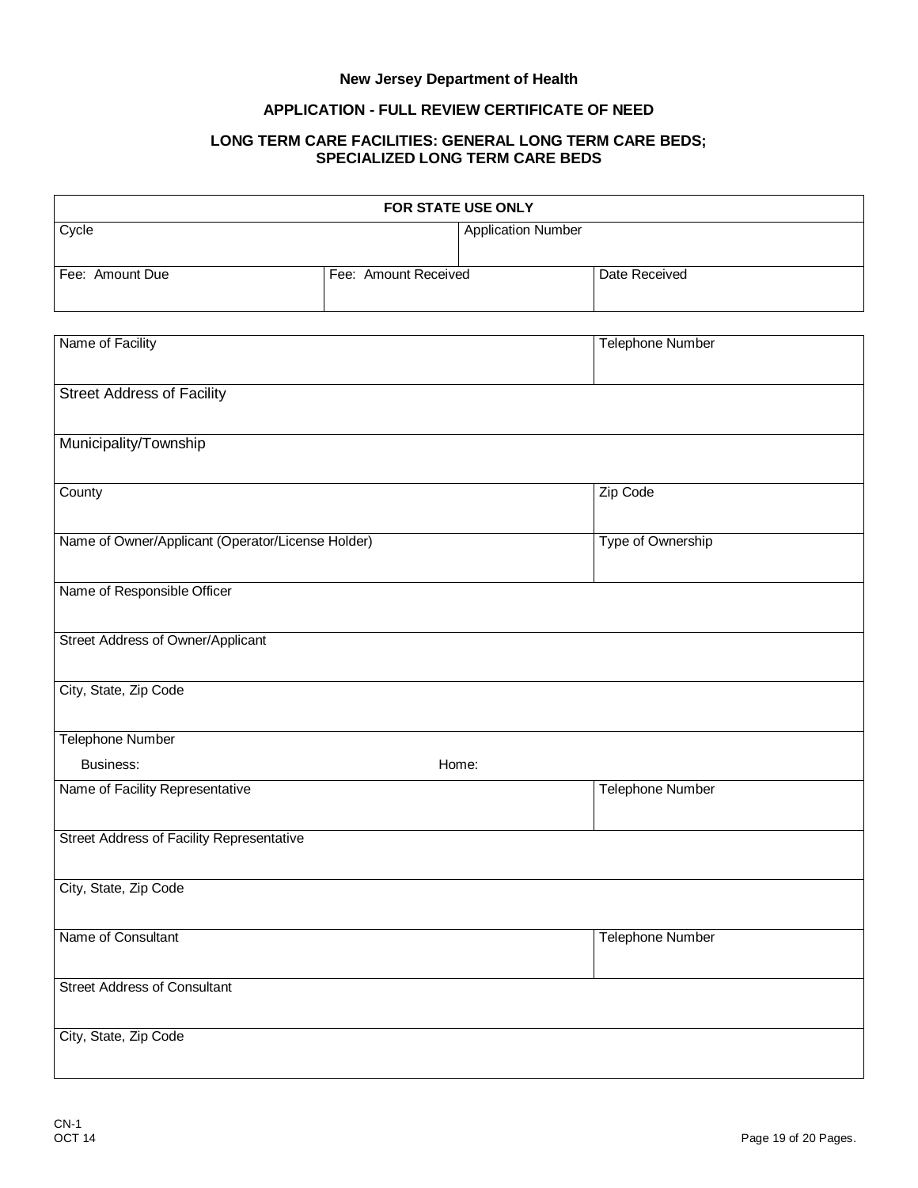**New Jersey Department of Health**

**APPLICATION - FULL REVIEW CERTIFICATE OF NEED**

**LONG TERM CARE FACILITIES: GENERAL LONG TERM CARE BEDS; SPECIALIZED LONG TERM CARE BEDS**

| FOR STATE USE ONLY | | |
|---|---|---|
| Cycle | Application Number | |
| Fee: Amount Due | Fee: Amount Received | Date Received |

| | |
|---|---|
| Name of Facility | Telephone Number |
| Street Address of Facility | |
| Municipality/Township | |
| County | Zip Code |
| Name of Owner/Applicant (Operator/License Holder) | Type of Ownership |
| Name of Responsible Officer | |
| Street Address of Owner/Applicant | |
| City, State, Zip Code | |
| Telephone Number<br>Business: | Home: |
| Name of Facility Representative | Telephone Number |
| Street Address of Facility Representative | |
| City, State, Zip Code | |
| Name of Consultant | Telephone Number |
| Street Address of Consultant | |
| City, State, Zip Code | |

CN-1
OCT 14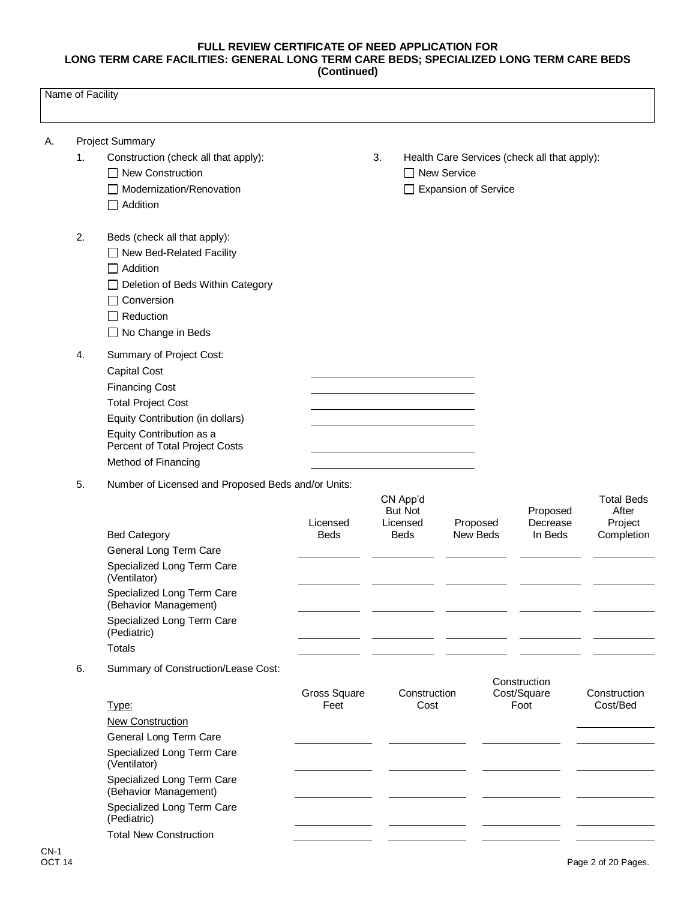**FULL REVIEW CERTIFICATE OF NEED APPLICATION FOR LONG TERM CARE FACILITIES: GENERAL LONG TERM CARE BEDS; SPECIALIZED LONG TERM CARE BEDS (Continued)**

| Name of Facility |
|---|
| |

A. Project Summary

1. Construction (check all that apply):
   - ☐ New Construction
   - ☐ Modernization/Renovation
   - ☐ Addition

2. Beds (check all that apply):
   - ☐ New Bed-Related Facility
   - ☐ Addition
   - ☐ Deletion of Beds Within Category
   - ☐ Conversion
   - ☐ Reduction
   - ☐ No Change in Beds

3. Health Care Services (check all that apply):
   - ☐ New Service
   - ☐ Expansion of Service

4. Summary of Project Cost:

| | |
|---|---|
| Capital Cost | |
| Financing Cost | |
| Total Project Cost | |
| Equity Contribution (in dollars) | |
| Equity Contribution as a Percent of Total Project Costs | |
| Method of Financing | |

5. Number of Licensed and Proposed Beds and/or Units:

| Bed Category | Licensed Beds | CN App'd But Not Licensed Beds | Proposed New Beds | Proposed Decrease In Beds | Total Beds After Project Completion |
|---|---|---|---|---|---|
| General Long Term Care | | | | | |
| Specialized Long Term Care (Ventilator) | | | | | |
| Specialized Long Term Care (Behavior Management) | | | | | |
| Specialized Long Term Care (Pediatric) | | | | | |
| Totals | | | | | |

6. Summary of Construction/Lease Cost:

| Type: | Gross Square Feet | Construction Cost | Construction Cost/Square Foot | Construction Cost/Bed |
|---|---|---|---|---|
| New Construction | | | | |
| General Long Term Care | | | | |
| Specialized Long Term Care (Ventilator) | | | | |
| Specialized Long Term Care (Behavior Management) | | | | |
| Specialized Long Term Care (Pediatric) | | | | |
| Total New Construction | | | | |

CN-1
OCT 14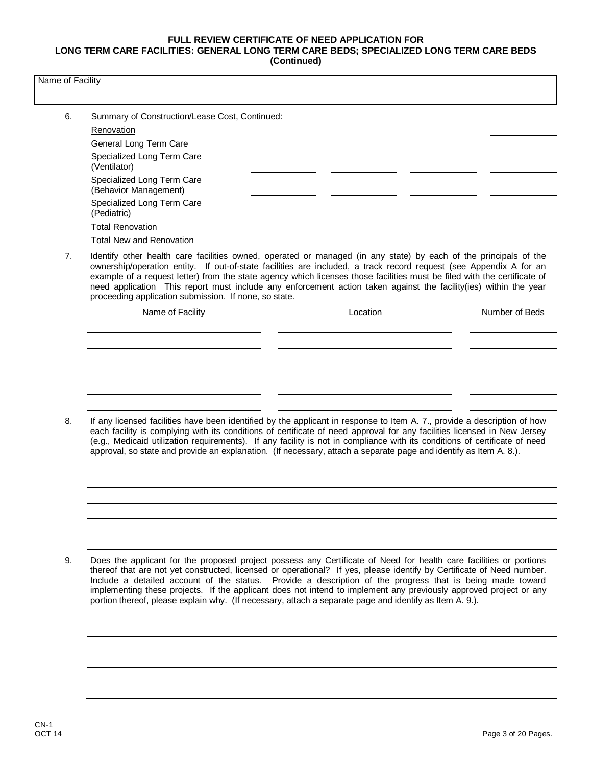**FULL REVIEW CERTIFICATE OF NEED APPLICATION FOR**
**LONG TERM CARE FACILITIES: GENERAL LONG TERM CARE BEDS; SPECIALIZED LONG TERM CARE BEDS**
**(Continued)**

Name of Facility

6. Summary of Construction/Lease Cost, Continued:

| Renovation | | | | |
|---|---|---|---|---|
| General Long Term Care | | | | |
| Specialized Long Term Care (Ventilator) | | | | |
| Specialized Long Term Care (Behavior Management) | | | | |
| Specialized Long Term Care (Pediatric) | | | | |
| Total Renovation | | | | |
| Total New and Renovation | | | | |

7. Identify other health care facilities owned, operated or managed (in any state) by each of the principals of the ownership/operation entity. If out-of-state facilities are included, a track record request (see Appendix A for an example of a request letter) from the state agency which licenses those facilities must be filed with the certificate of need application This report must include any enforcement action taken against the facility(ies) within the year proceeding application submission. If none, so state.

| Name of Facility | Location | Number of Beds |
|---|---|---|
| | | |
| | | |
| | | |
| | | |
| | | |
| | | |

8. If any licensed facilities have been identified by the applicant in response to Item A. 7., provide a description of how each facility is complying with its conditions of certificate of need approval for any facilities licensed in New Jersey (e.g., Medicaid utilization requirements). If any facility is not in compliance with its conditions of certificate of need approval, so state and provide an explanation. (If necessary, attach a separate page and identify as Item A. 8.).

9. Does the applicant for the proposed project possess any Certificate of Need for health care facilities or portions thereof that are not yet constructed, licensed or operational? If yes, please identify by Certificate of Need number. Include a detailed account of the status. Provide a description of the progress that is being made toward implementing these projects. If the applicant does not intend to implement any previously approved project or any portion thereof, please explain why. (If necessary, attach a separate page and identify as Item A. 9.).

CN-1
OCT 14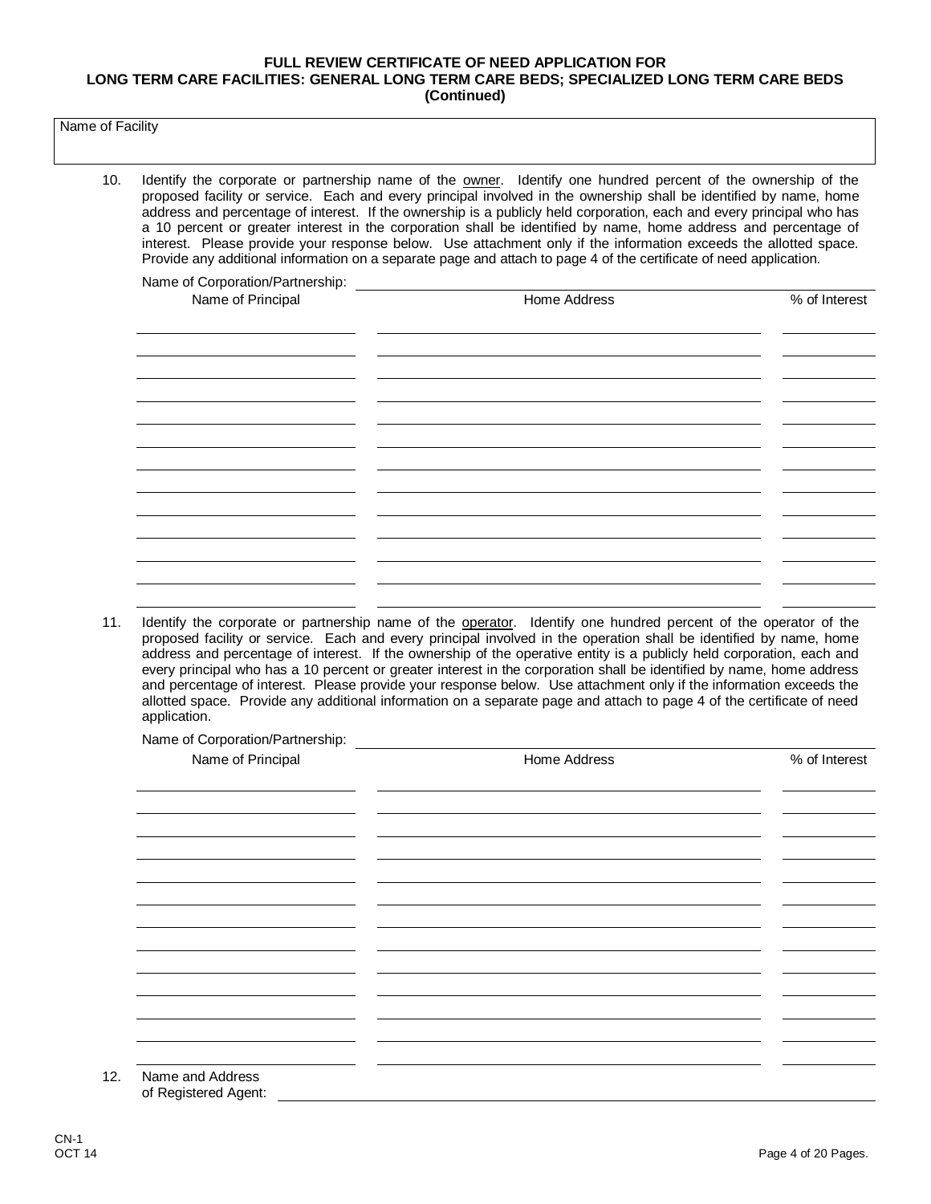**FULL REVIEW CERTIFICATE OF NEED APPLICATION FOR LONG TERM CARE FACILITIES: GENERAL LONG TERM CARE BEDS; SPECIALIZED LONG TERM CARE BEDS (Continued)**

Name of Facility

10. Identify the corporate or partnership name of the owner. Identify one hundred percent of the ownership of the proposed facility or service. Each and every principal involved in the ownership shall be identified by name, home address and percentage of interest. If the ownership is a publicly held corporation, each and every principal who has a 10 percent or greater interest in the corporation shall be identified by name, home address and percentage of interest. Please provide your response below. Use attachment only if the information exceeds the allotted space. Provide any additional information on a separate page and attach to page 4 of the certificate of need application.

Name of Corporation/Partnership: \_\_\_\_\_\_\_\_\_\_\_\_\_\_\_\_\_\_\_\_

| Name of Principal | Home Address | % of Interest |
|---|---|---|
| | | |
| | | |
| | | |
| | | |
| | | |
| | | |
| | | |
| | | |
| | | |
| | | |
| | | |
| | | |

11. Identify the corporate or partnership name of the operator. Identify one hundred percent of the operator of the proposed facility or service. Each and every principal involved in the operation shall be identified by name, home address and percentage of interest. If the ownership of the operative entity is a publicly held corporation, each and every principal who has a 10 percent or greater interest in the corporation shall be identified by name, home address and percentage of interest. Please provide your response below. Use attachment only if the information exceeds the allotted space. Provide any additional information on a separate page and attach to page 4 of the certificate of need application.

Name of Corporation/Partnership: \_\_\_\_\_\_\_\_\_\_\_\_\_\_\_\_\_\_\_\_

| Name of Principal | Home Address | % of Interest |
|---|---|---|
| | | |
| | | |
| | | |
| | | |
| | | |
| | | |
| | | |
| | | |
| | | |
| | | |
| | | |
| | | |

12. Name and Address of Registered Agent: \_\_\_\_\_\_\_\_\_\_\_\_\_\_\_\_\_\_\_\_

CN-1
OCT 14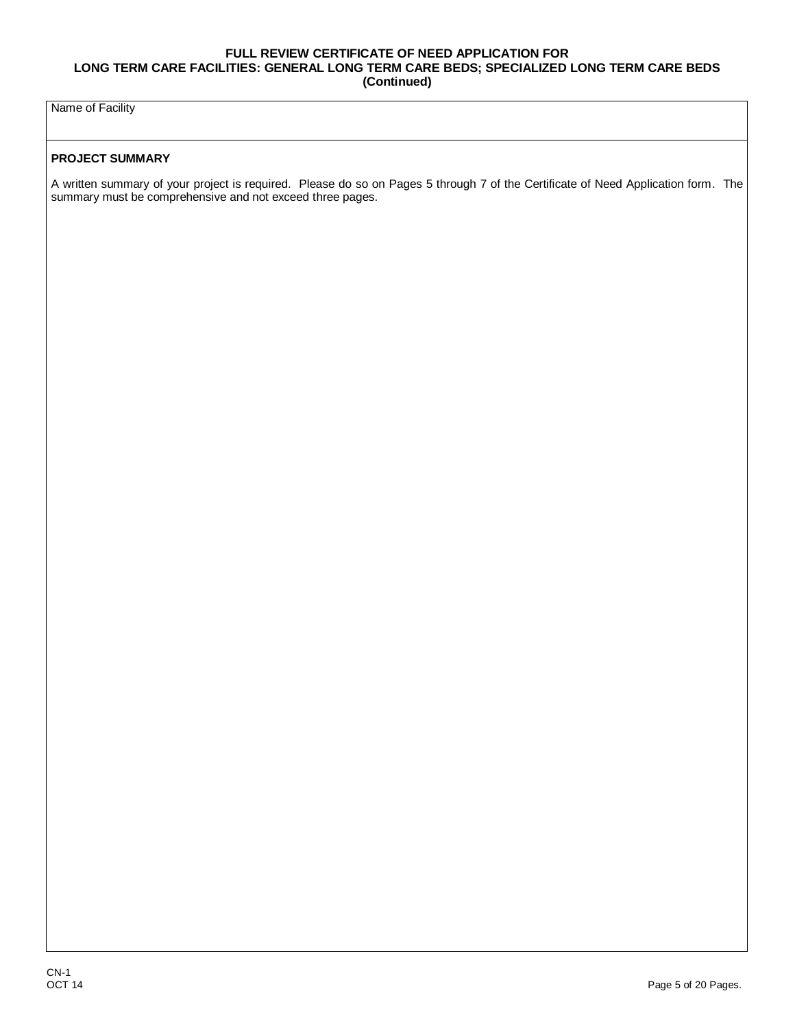# FULL REVIEW CERTIFICATE OF NEED APPLICATION FOR LONG TERM CARE FACILITIES: GENERAL LONG TERM CARE BEDS; SPECIALIZED LONG TERM CARE BEDS (Continued)

| Name of Facility |
|---|
| |

**PROJECT SUMMARY**

A written summary of your project is required. Please do so on Pages 5 through 7 of the Certificate of Need Application form. The summary must be comprehensive and not exceed three pages.

CN-1
OCT 14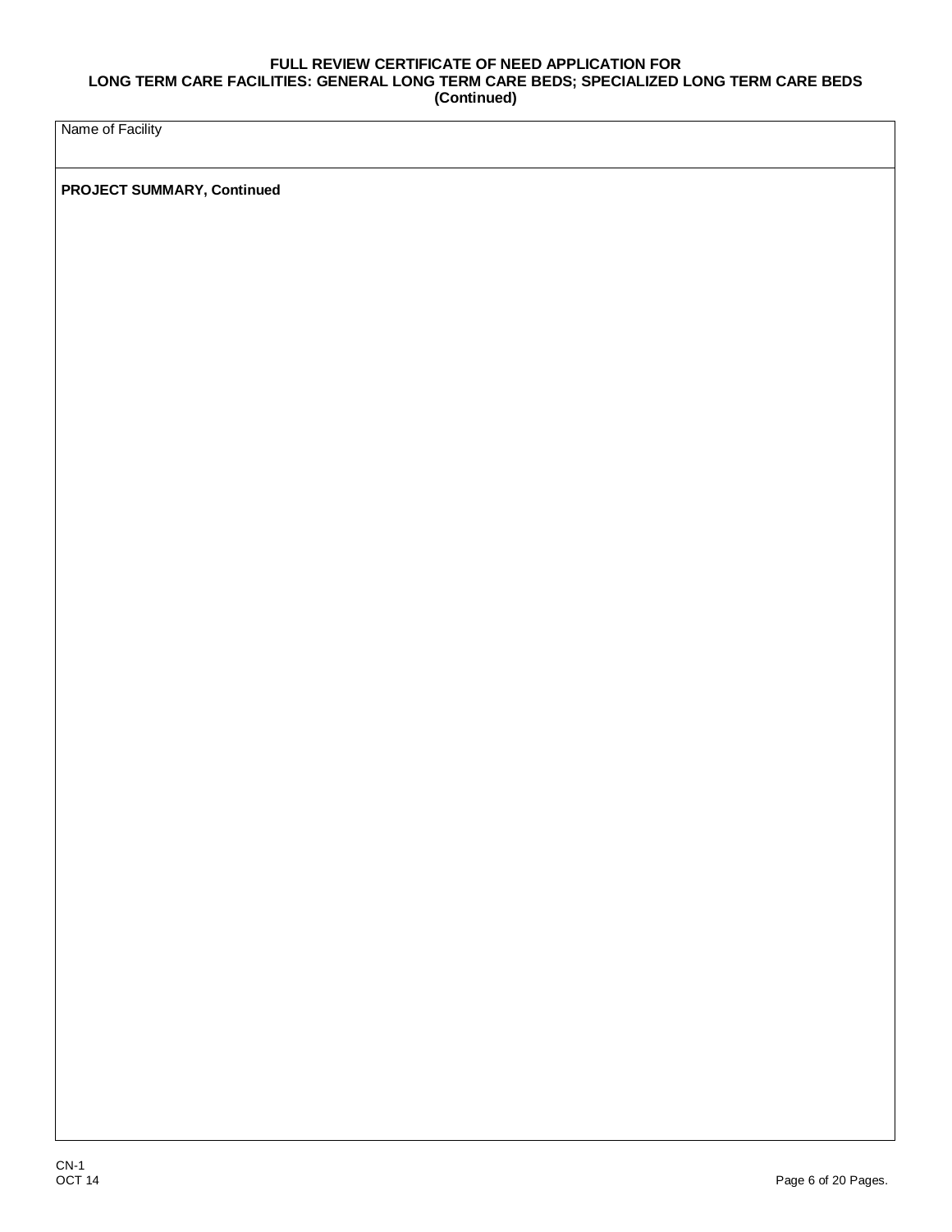**FULL REVIEW CERTIFICATE OF NEED APPLICATION FOR**
**LONG TERM CARE FACILITIES: GENERAL LONG TERM CARE BEDS; SPECIALIZED LONG TERM CARE BEDS**
**(Continued)**

Name of Facility

**PROJECT SUMMARY, Continued**

CN-1
OCT 14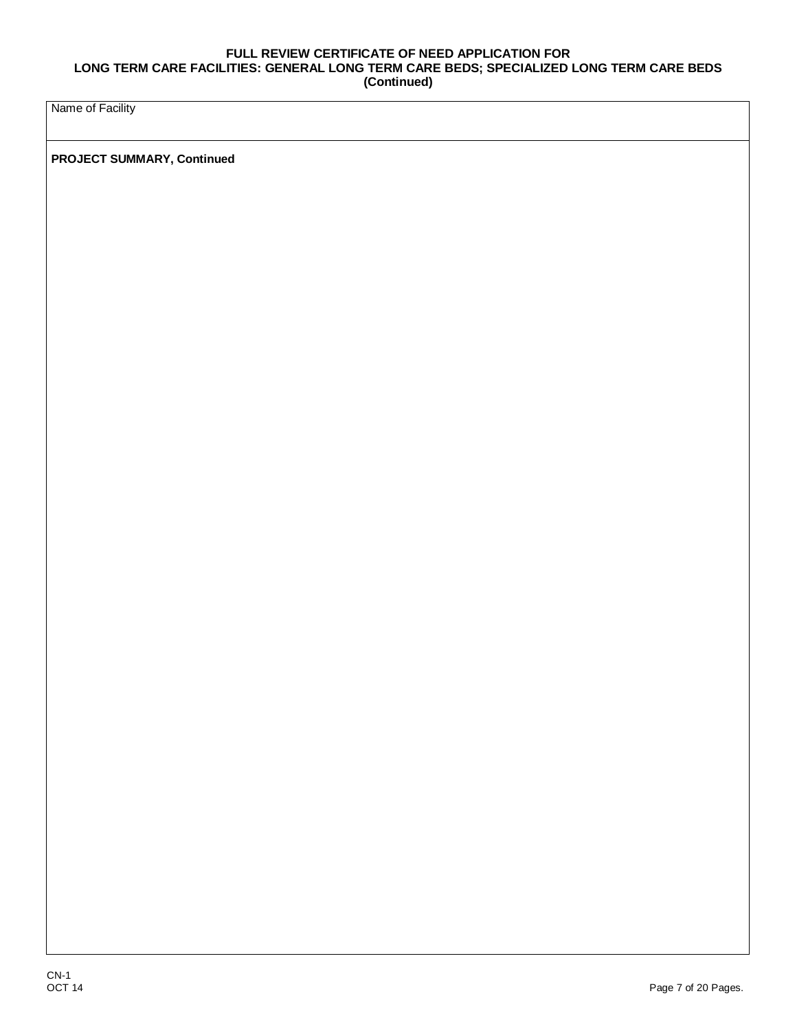**FULL REVIEW CERTIFICATE OF NEED APPLICATION FOR**
**LONG TERM CARE FACILITIES: GENERAL LONG TERM CARE BEDS; SPECIALIZED LONG TERM CARE BEDS**
**(Continued)**

Name of Facility

**PROJECT SUMMARY, Continued**

CN-1
OCT 14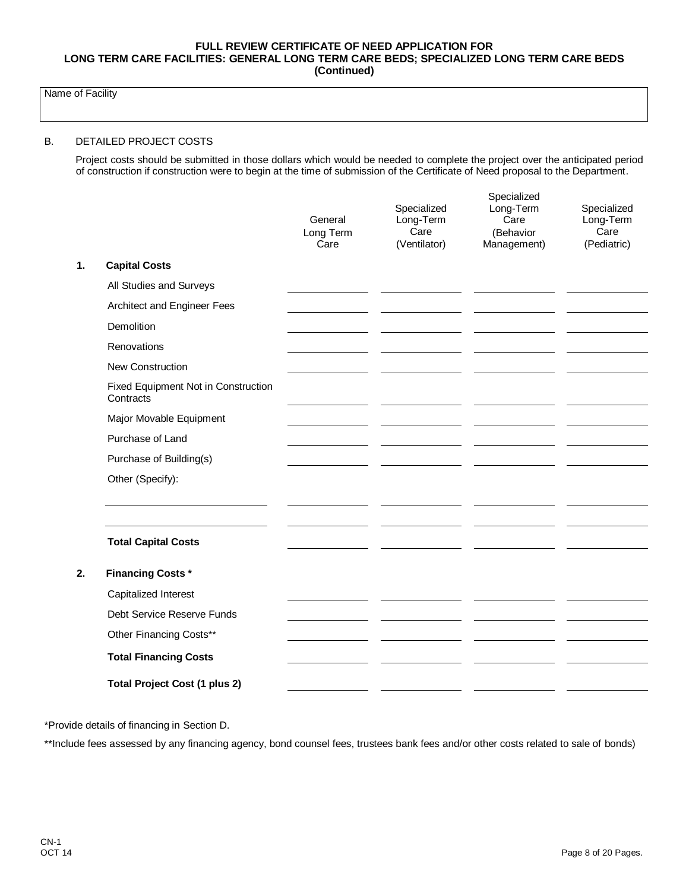**FULL REVIEW CERTIFICATE OF NEED APPLICATION FOR LONG TERM CARE FACILITIES: GENERAL LONG TERM CARE BEDS; SPECIALIZED LONG TERM CARE BEDS (Continued)**

| Name of Facility |
|---|
| |

B. DETAILED PROJECT COSTS

Project costs should be submitted in those dollars which would be needed to complete the project over the anticipated period of construction if construction were to begin at the time of submission of the Certificate of Need proposal to the Department.

| | | General Long Term Care | Specialized Long-Term Care (Ventilator) | Specialized Long-Term Care (Behavior Management) | Specialized Long-Term Care (Pediatric) |
|---|---|---|---|---|---|
| **1.** | **Capital Costs** | | | | |
| | All Studies and Surveys | | | | |
| | Architect and Engineer Fees | | | | |
| | Demolition | | | | |
| | Renovations | | | | |
| | New Construction | | | | |
| | Fixed Equipment Not in Construction Contracts | | | | |
| | Major Movable Equipment | | | | |
| | Purchase of Land | | | | |
| | Purchase of Building(s) | | | | |
| | Other (Specify): | | | | |
| | | | | | |
| | | | | | |
| | **Total Capital Costs** | | | | |
| **2.** | **Financing Costs \*** | | | | |
| | Capitalized Interest | | | | |
| | Debt Service Reserve Funds | | | | |
| | Other Financing Costs** | | | | |
| | **Total Financing Costs** | | | | |
| | **Total Project Cost (1 plus 2)** | | | | |

*Provide details of financing in Section D.

**Include fees assessed by any financing agency, bond counsel fees, trustees bank fees and/or other costs related to sale of bonds)

CN-1
OCT 14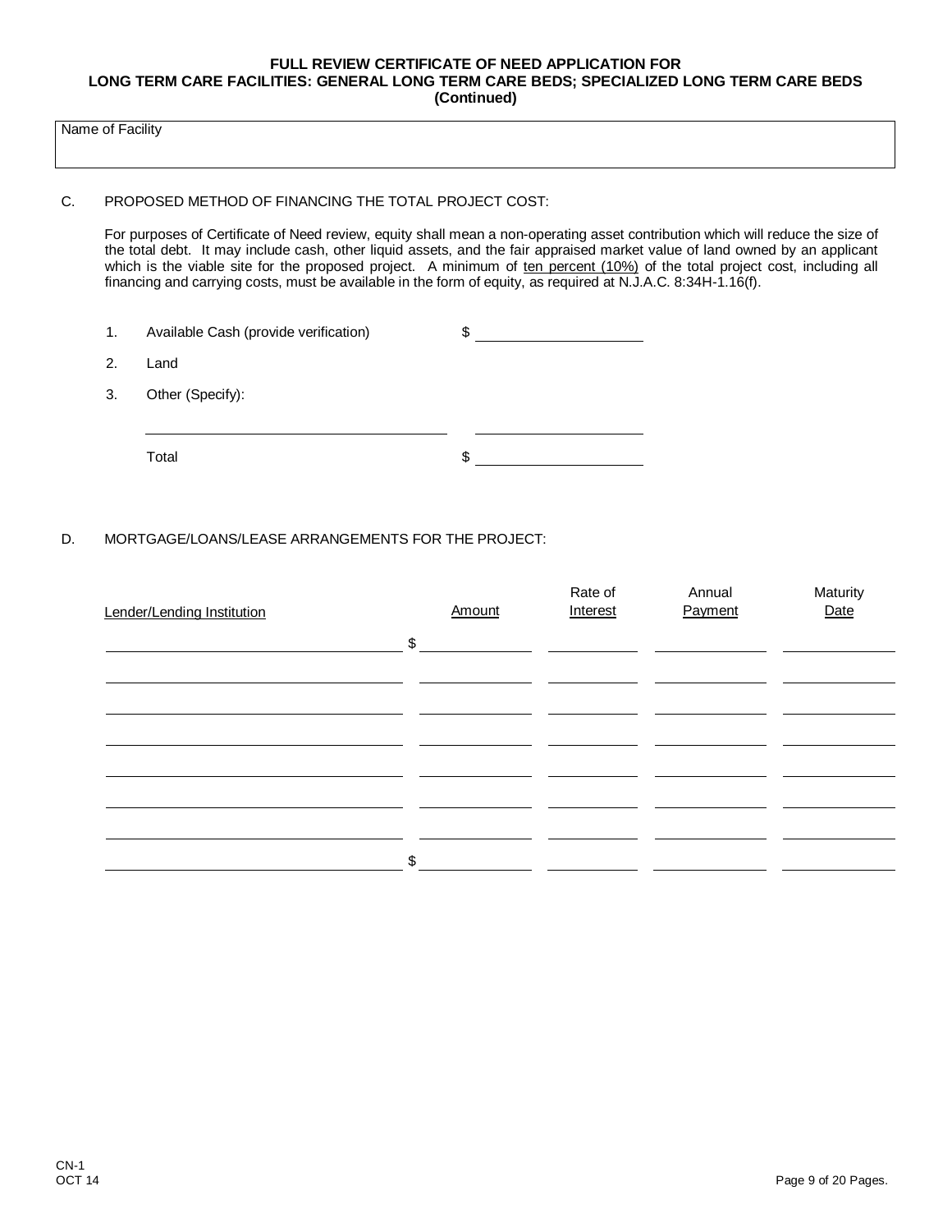**FULL REVIEW CERTIFICATE OF NEED APPLICATION FOR LONG TERM CARE FACILITIES: GENERAL LONG TERM CARE BEDS; SPECIALIZED LONG TERM CARE BEDS (Continued)**

| Name of Facility |
|---|
| |

C. PROPOSED METHOD OF FINANCING THE TOTAL PROJECT COST:

For purposes of Certificate of Need review, equity shall mean a non-operating asset contribution which will reduce the size of the total debt. It may include cash, other liquid assets, and the fair appraised market value of land owned by an applicant which is the viable site for the proposed project. A minimum of ten percent (10%) of the total project cost, including all financing and carrying costs, must be available in the form of equity, as required at N.J.A.C. 8:34H-1.16(f).

1. Available Cash (provide verification) $ ____________________
2. Land
3. Other (Specify):

____________________________________ ____________________

Total $ ____________________

D. MORTGAGE/LOANS/LEASE ARRANGEMENTS FOR THE PROJECT:

| Lender/Lending Institution | Amount | Rate of Interest | Annual Payment | Maturity Date |
|---|---|---|---|---|
| | $ | | | |
| | | | | |
| | | | | |
| | | | | |
| | | | | |
| | | | | |
| | | | | |
| | $ | | | |

CN-1
OCT 14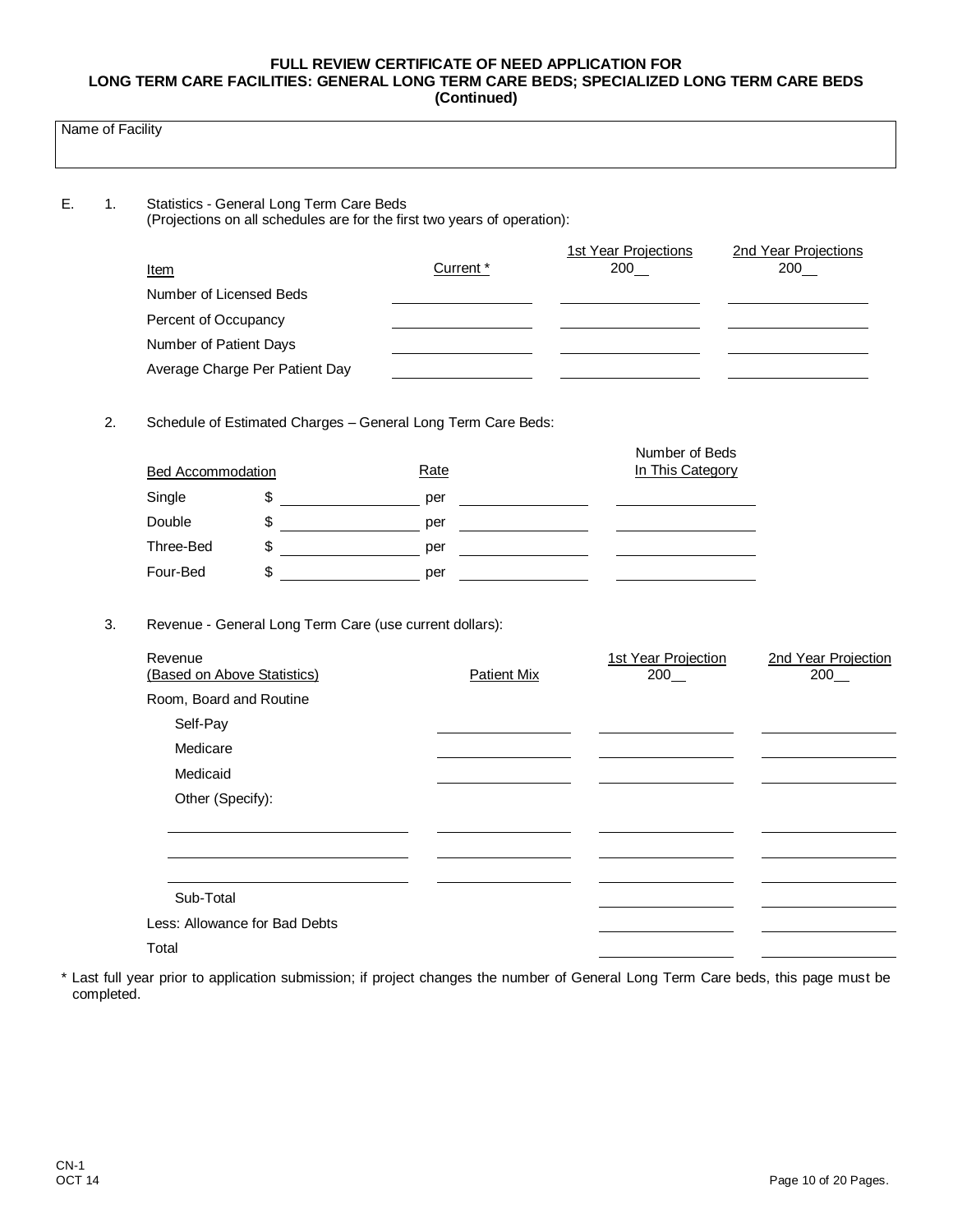**FULL REVIEW CERTIFICATE OF NEED APPLICATION FOR LONG TERM CARE FACILITIES: GENERAL LONG TERM CARE BEDS; SPECIALIZED LONG TERM CARE BEDS (Continued)**

| Name of Facility |
|---|
| |

E. 1. Statistics - General Long Term Care Beds
(Projections on all schedules are for the first two years of operation):

| Item | Current * | 1st Year Projections 200__ | 2nd Year Projections 200__ |
|---|---|---|---|
| Number of Licensed Beds | | | |
| Percent of Occupancy | | | |
| Number of Patient Days | | | |
| Average Charge Per Patient Day | | | |

2. Schedule of Estimated Charges – General Long Term Care Beds:

| Bed Accommodation | Rate | | Number of Beds In This Category |
|---|---|---|---|
| Single | $ | per | |
| Double | $ | per | |
| Three-Bed | $ | per | |
| Four-Bed | $ | per | |

3. Revenue - General Long Term Care (use current dollars):

| Revenue (Based on Above Statistics) | Patient Mix | 1st Year Projection 200__ | 2nd Year Projection 200__ |
|---|---|---|---|
| Room, Board and Routine | | | |
| Self-Pay | | | |
| Medicare | | | |
| Medicaid | | | |
| Other (Specify): | | | |
| | | | |
| | | | |
| | | | |
| Sub-Total | | | |
| Less: Allowance for Bad Debts | | | |
| Total | | | |

\* Last full year prior to application submission; if project changes the number of General Long Term Care beds, this page must be completed.

CN-1
OCT 14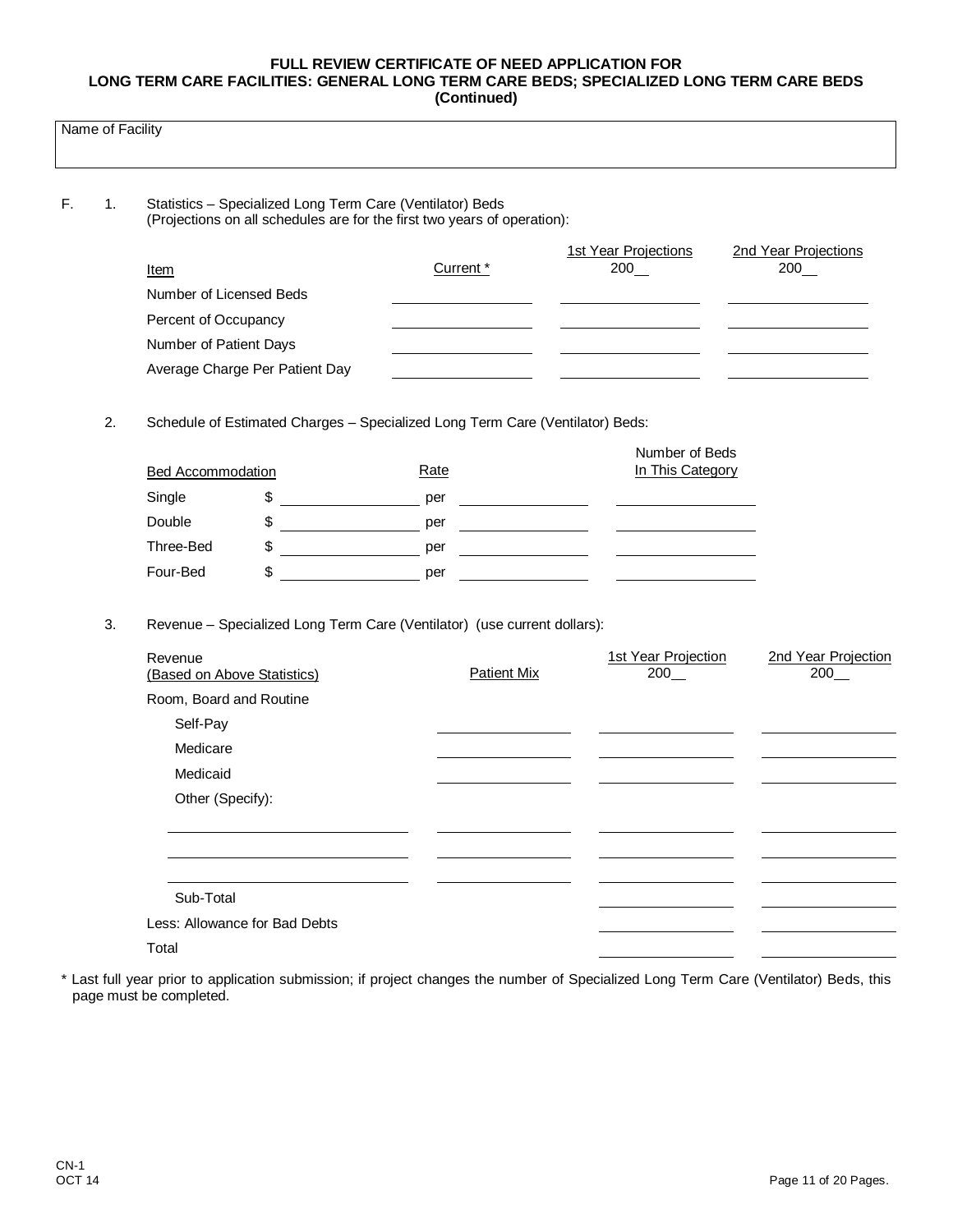**FULL REVIEW CERTIFICATE OF NEED APPLICATION FOR LONG TERM CARE FACILITIES: GENERAL LONG TERM CARE BEDS; SPECIALIZED LONG TERM CARE BEDS (Continued)**

| Name of Facility |
|---|
| |

F. 1. Statistics – Specialized Long Term Care (Ventilator) Beds
(Projections on all schedules are for the first two years of operation):

| Item | Current * | 1st Year Projections 200__ | 2nd Year Projections 200__ |
|---|---|---|---|
| Number of Licensed Beds | | | |
| Percent of Occupancy | | | |
| Number of Patient Days | | | |
| Average Charge Per Patient Day | | | |

2. Schedule of Estimated Charges – Specialized Long Term Care (Ventilator) Beds:

| Bed Accommodation | Rate | | Number of Beds In This Category |
|---|---|---|---|
| Single | $ | per | |
| Double | $ | per | |
| Three-Bed | $ | per | |
| Four-Bed | $ | per | |

3. Revenue – Specialized Long Term Care (Ventilator) (use current dollars):

| Revenue (Based on Above Statistics) | Patient Mix | 1st Year Projection 200__ | 2nd Year Projection 200__ |
|---|---|---|---|
| Room, Board and Routine | | | |
| Self-Pay | | | |
| Medicare | | | |
| Medicaid | | | |
| Other (Specify): | | | |
| | | | |
| | | | |
| | | | |
| Sub-Total | | | |
| Less: Allowance for Bad Debts | | | |
| Total | | | |

* Last full year prior to application submission; if project changes the number of Specialized Long Term Care (Ventilator) Beds, this page must be completed.

CN-1
OCT 14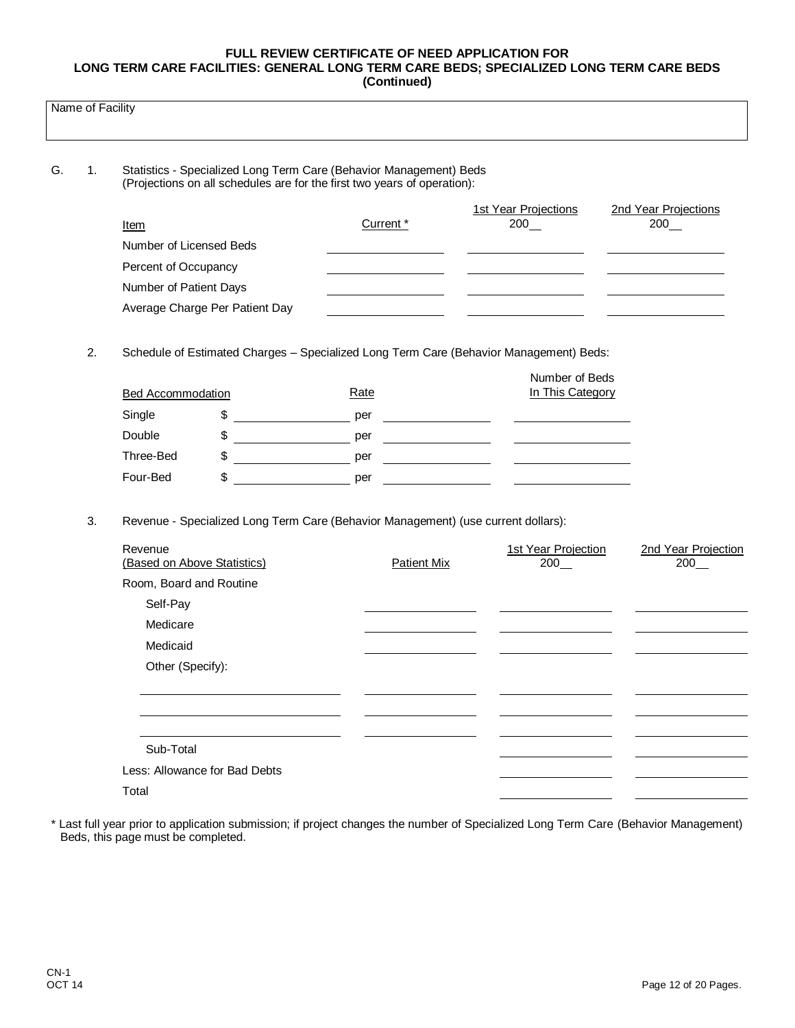**FULL REVIEW CERTIFICATE OF NEED APPLICATION FOR LONG TERM CARE FACILITIES: GENERAL LONG TERM CARE BEDS; SPECIALIZED LONG TERM CARE BEDS (Continued)**

| Name of Facility |
|---|
| |

G. 1. Statistics - Specialized Long Term Care (Behavior Management) Beds
(Projections on all schedules are for the first two years of operation):

| Item | Current * | 1st Year Projections 200__ | 2nd Year Projections 200__ |
|---|---|---|---|
| Number of Licensed Beds | | | |
| Percent of Occupancy | | | |
| Number of Patient Days | | | |
| Average Charge Per Patient Day | | | |

2. Schedule of Estimated Charges – Specialized Long Term Care (Behavior Management) Beds:

| Bed Accommodation | Rate | | Number of Beds In This Category |
|---|---|---|---|
| Single | $ | per | |
| Double | $ | per | |
| Three-Bed | $ | per | |
| Four-Bed | $ | per | |

3. Revenue - Specialized Long Term Care (Behavior Management) (use current dollars):

| Revenue (Based on Above Statistics) | Patient Mix | 1st Year Projection 200__ | 2nd Year Projection 200__ |
|---|---|---|---|
| Room, Board and Routine | | | |
| Self-Pay | | | |
| Medicare | | | |
| Medicaid | | | |
| Other (Specify): | | | |
| | | | |
| | | | |
| | | | |
| Sub-Total | | | |
| Less: Allowance for Bad Debts | | | |
| Total | | | |

\* Last full year prior to application submission; if project changes the number of Specialized Long Term Care (Behavior Management) Beds, this page must be completed.

CN-1
OCT 14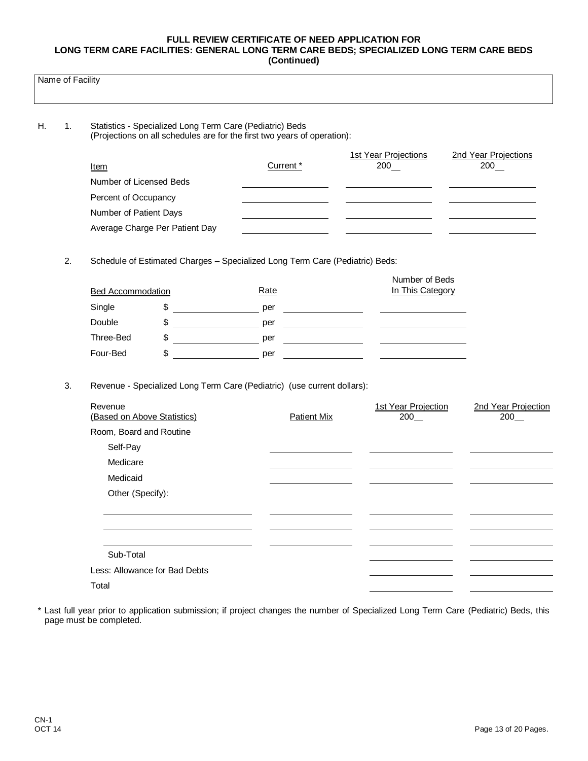**FULL REVIEW CERTIFICATE OF NEED APPLICATION FOR**
**LONG TERM CARE FACILITIES: GENERAL LONG TERM CARE BEDS; SPECIALIZED LONG TERM CARE BEDS**
**(Continued)**

| Name of Facility |
|---|
| |

H. 1. Statistics - Specialized Long Term Care (Pediatric) Beds
(Projections on all schedules are for the first two years of operation):

| Item | Current * | 1st Year Projections 200__ | 2nd Year Projections 200__ |
|---|---|---|---|
| Number of Licensed Beds | | | |
| Percent of Occupancy | | | |
| Number of Patient Days | | | |
| Average Charge Per Patient Day | | | |

2. Schedule of Estimated Charges – Specialized Long Term Care (Pediatric) Beds:

| Bed Accommodation | Rate | | Number of Beds In This Category |
|---|---|---|---|
| Single | $ | per | |
| Double | $ | per | |
| Three-Bed | $ | per | |
| Four-Bed | $ | per | |

3. Revenue - Specialized Long Term Care (Pediatric) (use current dollars):

| Revenue (Based on Above Statistics) | Patient Mix | 1st Year Projection 200__ | 2nd Year Projection 200__ |
|---|---|---|---|
| Room, Board and Routine | | | |
| Self-Pay | | | |
| Medicare | | | |
| Medicaid | | | |
| Other (Specify): | | | |
| | | | |
| | | | |
| | | | |
| Sub-Total | | | |
| Less: Allowance for Bad Debts | | | |
| Total | | | |

\* Last full year prior to application submission; if project changes the number of Specialized Long Term Care (Pediatric) Beds, this page must be completed.

CN-1
OCT 14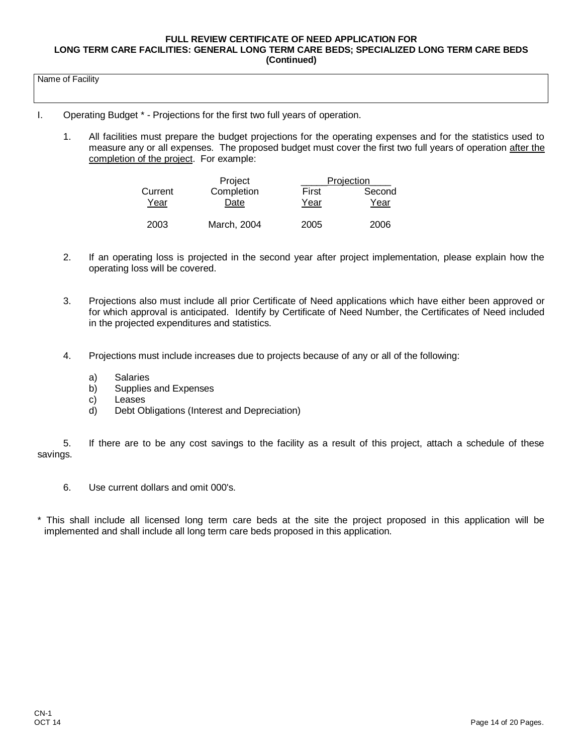**FULL REVIEW CERTIFICATE OF NEED APPLICATION FOR
LONG TERM CARE FACILITIES: GENERAL LONG TERM CARE BEDS; SPECIALIZED LONG TERM CARE BEDS
(Continued)**

| Name of Facility |
|---|
| |

I. Operating Budget * - Projections for the first two full years of operation.

1. All facilities must prepare the budget projections for the operating expenses and for the statistics used to measure any or all expenses. The proposed budget must cover the first two full years of operation <u>after the completion of the project</u>. For example:

| Current Year | Project Completion Date | Projection First Year | Projection Second Year |
|---|---|---|---|
| 2003 | March, 2004 | 2005 | 2006 |

2. If an operating loss is projected in the second year after project implementation, please explain how the operating loss will be covered.

3. Projections also must include all prior Certificate of Need applications which have either been approved or for which approval is anticipated. Identify by Certificate of Need Number, the Certificates of Need included in the projected expenditures and statistics.

4. Projections must include increases due to projects because of any or all of the following:

   a) Salaries
   b) Supplies and Expenses
   c) Leases
   d) Debt Obligations (Interest and Depreciation)

5. If there are to be any cost savings to the facility as a result of this project, attach a schedule of these savings.

6. Use current dollars and omit 000's.

* This shall include all licensed long term care beds at the site the project proposed in this application will be implemented and shall include all long term care beds proposed in this application.

CN-1
OCT 14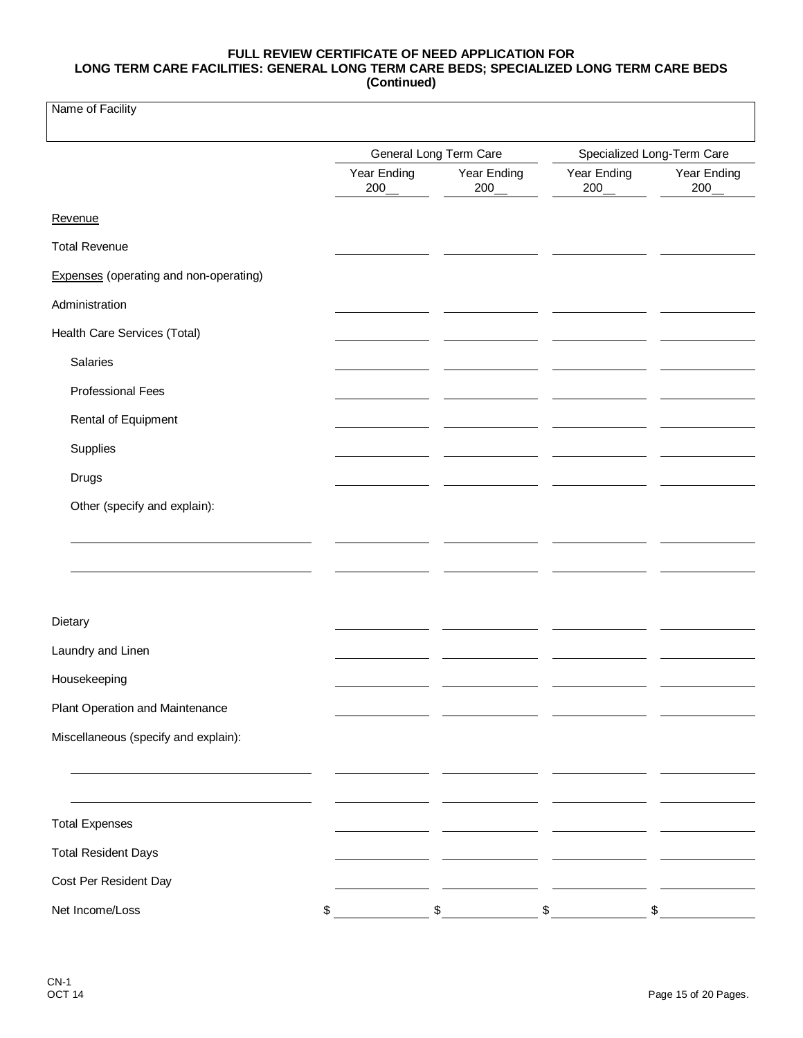**FULL REVIEW CERTIFICATE OF NEED APPLICATION FOR LONG TERM CARE FACILITIES: GENERAL LONG TERM CARE BEDS; SPECIALIZED LONG TERM CARE BEDS (Continued)**

Name of Facility

| | General Long Term Care | | Specialized Long-Term Care | |
|---|---|---|---|---|
| | Year Ending 200__ | Year Ending 200__ | Year Ending 200__ | Year Ending 200__ |
| Revenue | | | | |
| Total Revenue | | | | |
| Expenses (operating and non-operating) | | | | |
| Administration | | | | |
| Health Care Services (Total) | | | | |
| Salaries | | | | |
| Professional Fees | | | | |
| Rental of Equipment | | | | |
| Supplies | | | | |
| Drugs | | | | |
| Other (specify and explain): | | | | |
| | | | | |
| | | | | |
| Dietary | | | | |
| Laundry and Linen | | | | |
| Housekeeping | | | | |
| Plant Operation and Maintenance | | | | |
| Miscellaneous (specify and explain): | | | | |
| | | | | |
| | | | | |
| Total Expenses | | | | |
| Total Resident Days | | | | |
| Cost Per Resident Day | | | | |
| Net Income/Loss | $ | $ | $ | $ |

CN-1
OCT 14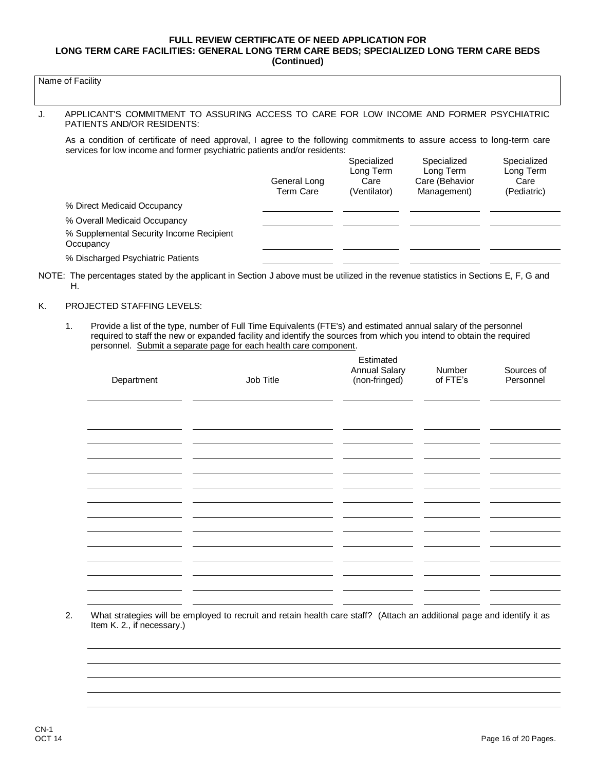**FULL REVIEW CERTIFICATE OF NEED APPLICATION FOR LONG TERM CARE FACILITIES: GENERAL LONG TERM CARE BEDS; SPECIALIZED LONG TERM CARE BEDS (Continued)**

| Name of Facility |
|---|
| |

J. APPLICANT'S COMMITMENT TO ASSURING ACCESS TO CARE FOR LOW INCOME AND FORMER PSYCHIATRIC PATIENTS AND/OR RESIDENTS:

As a condition of certificate of need approval, I agree to the following commitments to assure access to long-term care services for low income and former psychiatric patients and/or residents:

| | General Long Term Care | Specialized Long Term Care (Ventilator) | Specialized Long Term Care (Behavior Management) | Specialized Long Term Care (Pediatric) |
|---|---|---|---|---|
| % Direct Medicaid Occupancy | | | | |
| % Overall Medicaid Occupancy | | | | |
| % Supplemental Security Income Recipient Occupancy | | | | |
| % Discharged Psychiatric Patients | | | | |

NOTE: The percentages stated by the applicant in Section J above must be utilized in the revenue statistics in Sections E, F, G and H.

K. PROJECTED STAFFING LEVELS:

1. Provide a list of the type, number of Full Time Equivalents (FTE's) and estimated annual salary of the personnel required to staff the new or expanded facility and identify the sources from which you intend to obtain the required personnel. Submit a separate page for each health care component.

| Department | Job Title | Estimated Annual Salary (non-fringed) | Number of FTE's | Sources of Personnel |
|---|---|---|---|---|
| | | | | |
| | | | | |
| | | | | |
| | | | | |
| | | | | |
| | | | | |
| | | | | |
| | | | | |
| | | | | |
| | | | | |
| | | | | |
| | | | | |
| | | | | |
| | | | | |
| | | | | |

2. What strategies will be employed to recruit and retain health care staff? (Attach an additional page and identify it as Item K. 2., if necessary.)

CN-1
OCT 14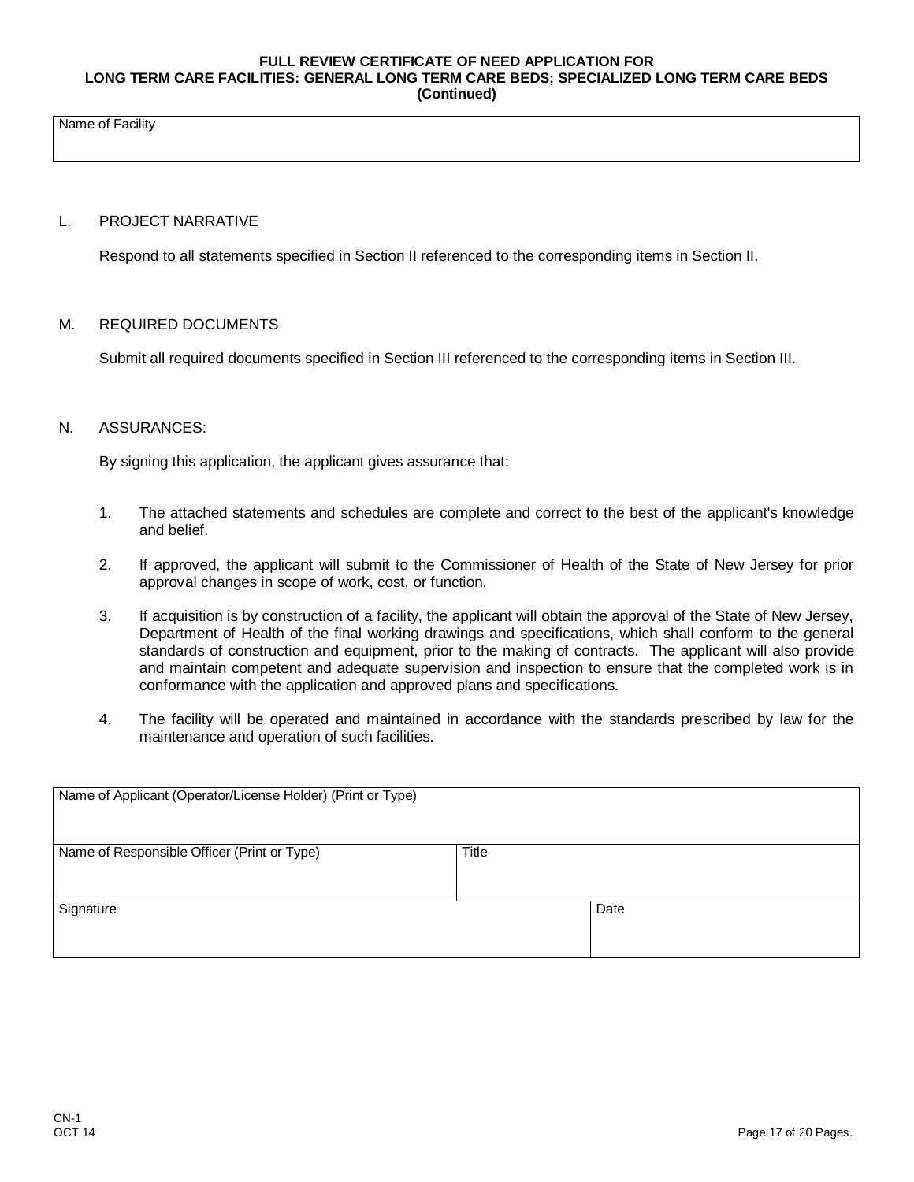**FULL REVIEW CERTIFICATE OF NEED APPLICATION FOR**
**LONG TERM CARE FACILITIES: GENERAL LONG TERM CARE BEDS; SPECIALIZED LONG TERM CARE BEDS**
**(Continued)**

| Name of Facility |
|---|
| |

L. PROJECT NARRATIVE

Respond to all statements specified in Section II referenced to the corresponding items in Section II.

M. REQUIRED DOCUMENTS

Submit all required documents specified in Section III referenced to the corresponding items in Section III.

N. ASSURANCES:

By signing this application, the applicant gives assurance that:

1. The attached statements and schedules are complete and correct to the best of the applicant's knowledge and belief.
2. If approved, the applicant will submit to the Commissioner of Health of the State of New Jersey for prior approval changes in scope of work, cost, or function.
3. If acquisition is by construction of a facility, the applicant will obtain the approval of the State of New Jersey, Department of Health of the final working drawings and specifications, which shall conform to the general standards of construction and equipment, prior to the making of contracts. The applicant will also provide and maintain competent and adequate supervision and inspection to ensure that the completed work is in conformance with the application and approved plans and specifications.
4. The facility will be operated and maintained in accordance with the standards prescribed by law for the maintenance and operation of such facilities.

| Name of Applicant (Operator/License Holder) (Print or Type) | | |
|---|---|---|
| Name of Responsible Officer (Print or Type) | Title | |
| Signature | | Date |

CN-1
OCT 14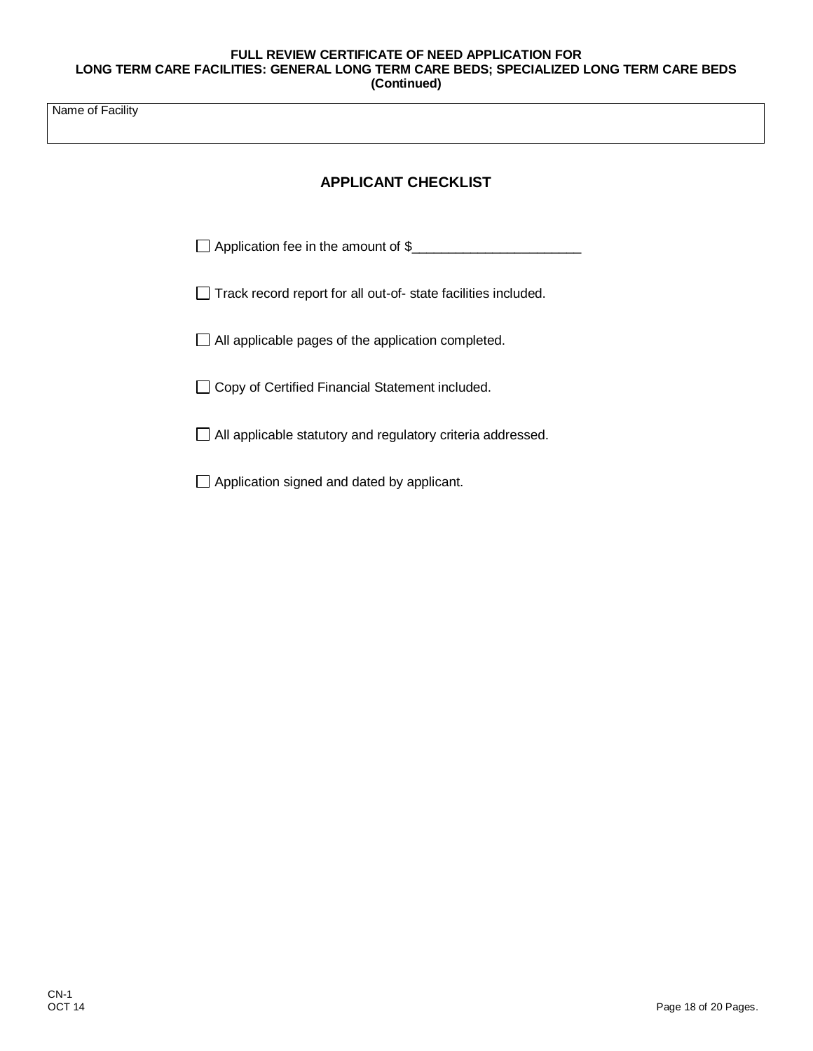**FULL REVIEW CERTIFICATE OF NEED APPLICATION FOR LONG TERM CARE FACILITIES: GENERAL LONG TERM CARE BEDS; SPECIALIZED LONG TERM CARE BEDS (Continued)**

| Name of Facility |
| --- |
| |

## APPLICANT CHECKLIST

- ☐ Application fee in the amount of $_______________________
- ☐ Track record report for all out-of- state facilities included.
- ☐ All applicable pages of the application completed.
- ☐ Copy of Certified Financial Statement included.
- ☐ All applicable statutory and regulatory criteria addressed.
- ☐ Application signed and dated by applicant.

CN-1
OCT 14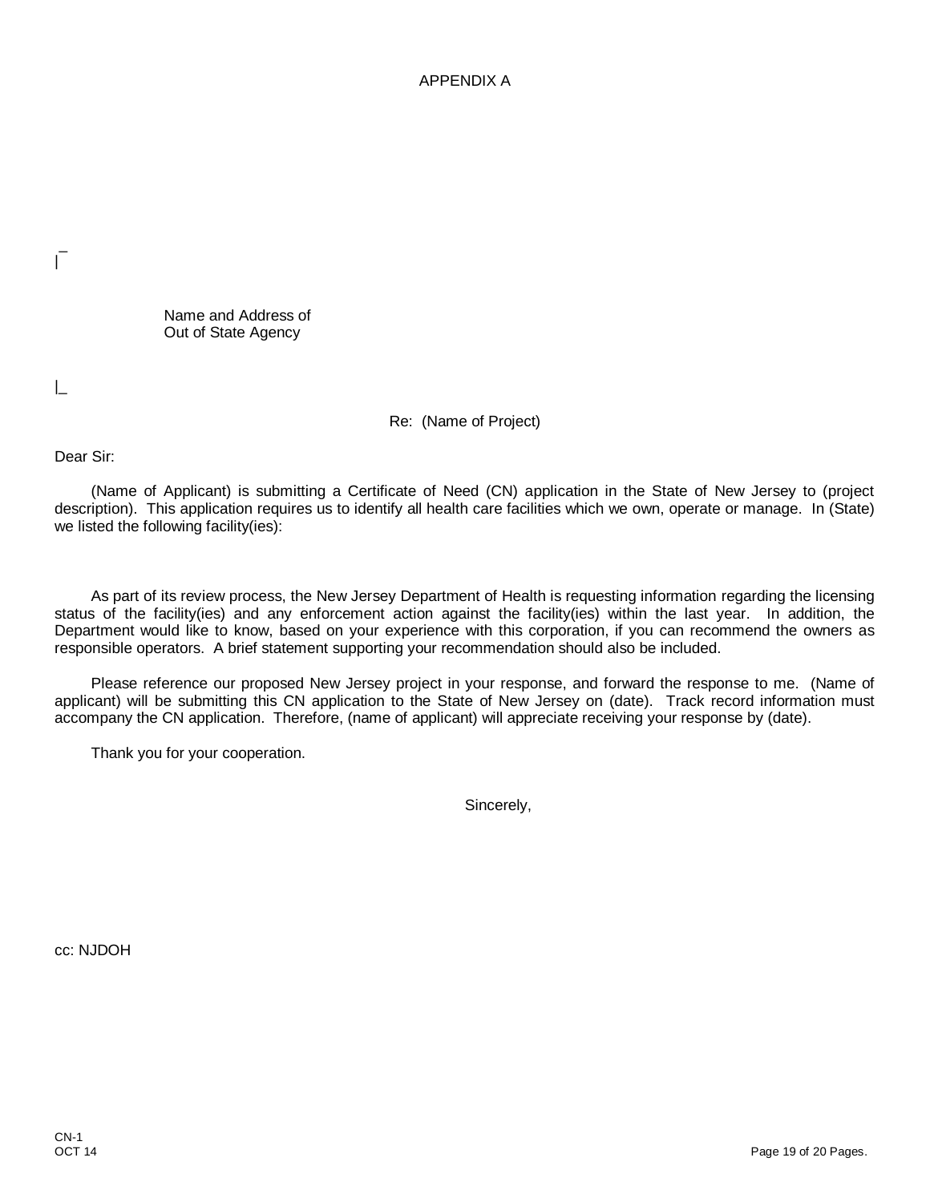APPENDIX A

Name and Address of
Out of State Agency

Re: (Name of Project)

Dear Sir:

(Name of Applicant) is submitting a Certificate of Need (CN) application in the State of New Jersey to (project description). This application requires us to identify all health care facilities which we own, operate or manage. In (State) we listed the following facility(ies):

As part of its review process, the New Jersey Department of Health is requesting information regarding the licensing status of the facility(ies) and any enforcement action against the facility(ies) within the last year. In addition, the Department would like to know, based on your experience with this corporation, if you can recommend the owners as responsible operators. A brief statement supporting your recommendation should also be included.

Please reference our proposed New Jersey project in your response, and forward the response to me. (Name of applicant) will be submitting this CN application to the State of New Jersey on (date). Track record information must accompany the CN application. Therefore, (name of applicant) will appreciate receiving your response by (date).

Thank you for your cooperation.

Sincerely,

cc: NJDOH

CN-1
OCT 14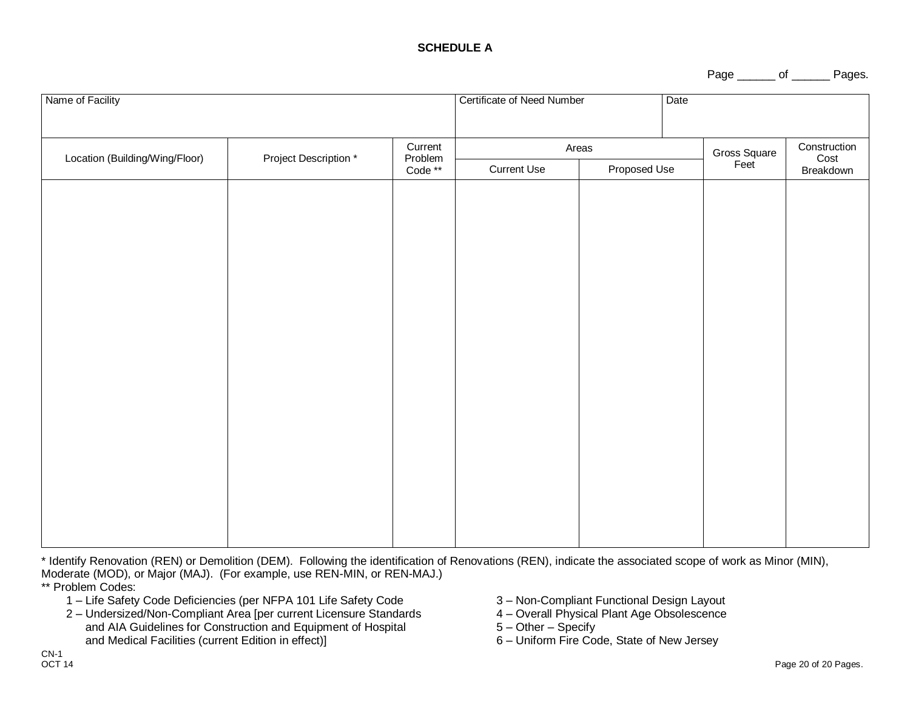**SCHEDULE A**

Page ______ of ______ Pages.

| Name of Facility | | | Certificate of Need Number | Date | | |
|---|---|---|---|---|---|---|
| Location (Building/Wing/Floor) | Project Description * | Current Problem Code ** | Areas | | Gross Square Feet | Construction Cost Breakdown |
| | | | Current Use | Proposed Use | | |
| | | | | | | |

* Identify Renovation (REN) or Demolition (DEM). Following the identification of Renovations (REN), indicate the associated scope of work as Minor (MIN), Moderate (MOD), or Major (MAJ). (For example, use REN-MIN, or REN-MAJ.)

** Problem Codes:

1 – Life Safety Code Deficiencies (per NFPA 101 Life Safety Code
2 – Undersized/Non-Compliant Area [per current Licensure Standards and AIA Guidelines for Construction and Equipment of Hospital and Medical Facilities (current Edition in effect)]
3 – Non-Compliant Functional Design Layout
4 – Overall Physical Plant Age Obsolescence
5 – Other – Specify
6 – Uniform Fire Code, State of New Jersey

CN-1
OCT 14